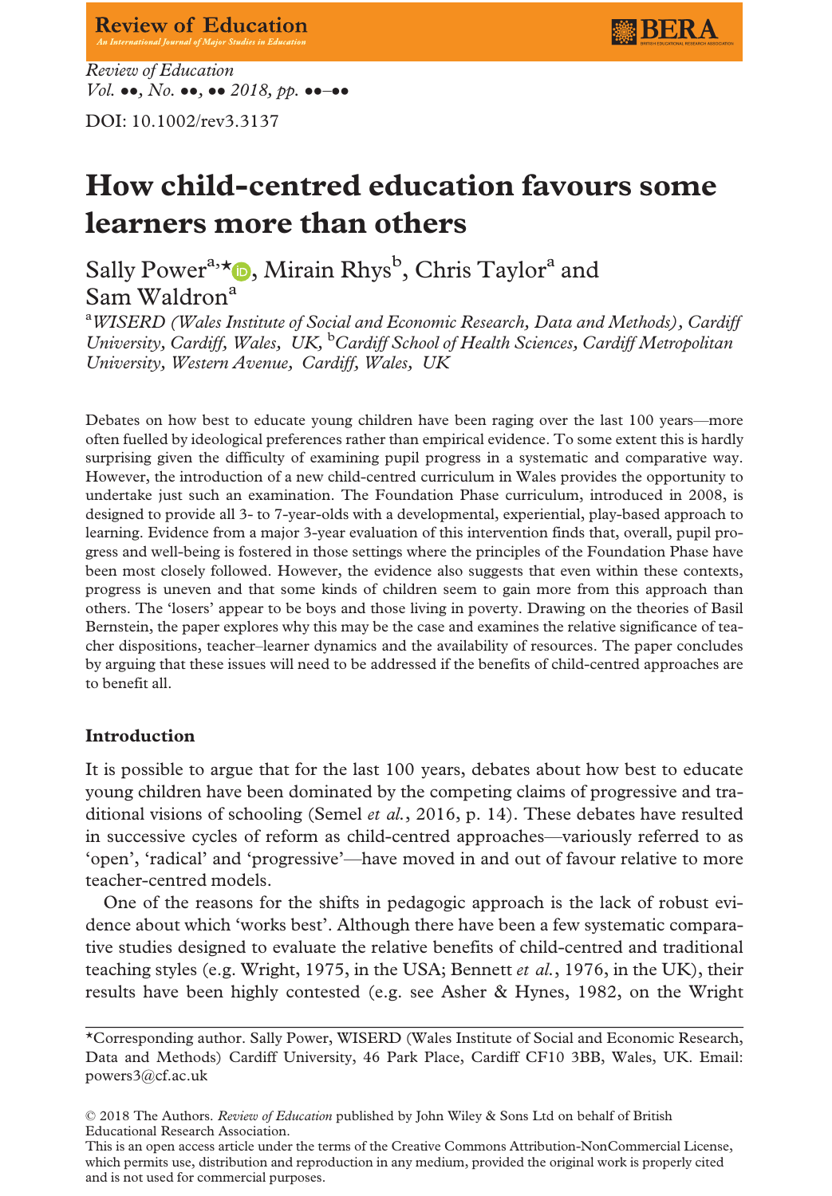Review of Education
*Vol. ●●, No. ●●, ●● 2018, pp. ●●–●●*

DOI: 10.1002/rev3.3137

# How child-centred education favours some learners more than others

Sally Power[a,*], Mirain Rhys[b], Chris Taylor[a] and Sam Waldron[a]

[a]*WISERD (Wales Institute of Social and Economic Research, Data and Methods), Cardiff University, Cardiff, Wales, UK,* [b]*Cardiff School of Health Sciences, Cardiff Metropolitan University, Western Avenue, Cardiff, Wales, UK*

Debates on how best to educate young children have been raging over the last 100 years—more often fuelled by ideological preferences rather than empirical evidence. To some extent this is hardly surprising given the difficulty of examining pupil progress in a systematic and comparative way. However, the introduction of a new child-centred curriculum in Wales provides the opportunity to undertake just such an examination. The Foundation Phase curriculum, introduced in 2008, is designed to provide all 3- to 7-year-olds with a developmental, experiential, play-based approach to learning. Evidence from a major 3-year evaluation of this intervention finds that, overall, pupil progress and well-being is fostered in those settings where the principles of the Foundation Phase have been most closely followed. However, the evidence also suggests that even within these contexts, progress is uneven and that some kinds of children seem to gain more from this approach than others. The 'losers' appear to be boys and those living in poverty. Drawing on the theories of Basil Bernstein, the paper explores why this may be the case and examines the relative significance of teacher dispositions, teacher–learner dynamics and the availability of resources. The paper concludes by arguing that these issues will need to be addressed if the benefits of child-centred approaches are to benefit all.

## Introduction

It is possible to argue that for the last 100 years, debates about how best to educate young children have been dominated by the competing claims of progressive and traditional visions of schooling (Semel *et al.*, 2016, p. 14). These debates have resulted in successive cycles of reform as child-centred approaches—variously referred to as 'open', 'radical' and 'progressive'—have moved in and out of favour relative to more teacher-centred models.

One of the reasons for the shifts in pedagogic approach is the lack of robust evidence about which 'works best'. Although there have been a few systematic comparative studies designed to evaluate the relative benefits of child-centred and traditional teaching styles (e.g. Wright, 1975, in the USA; Bennett *et al.*, 1976, in the UK), their results have been highly contested (e.g. see Asher & Hynes, 1982, on the Wright

*Corresponding author. Sally Power, WISERD (Wales Institute of Social and Economic Research, Data and Methods) Cardiff University, 46 Park Place, Cardiff CF10 3BB, Wales, UK. Email: powers3@cf.ac.uk

© 2018 The Authors. *Review of Education* published by John Wiley & Sons Ltd on behalf of British Educational Research Association.
This is an open access article under the terms of the Creative Commons Attribution-NonCommercial License, which permits use, distribution and reproduction in any medium, provided the original work is properly cited and is not used for commercial purposes.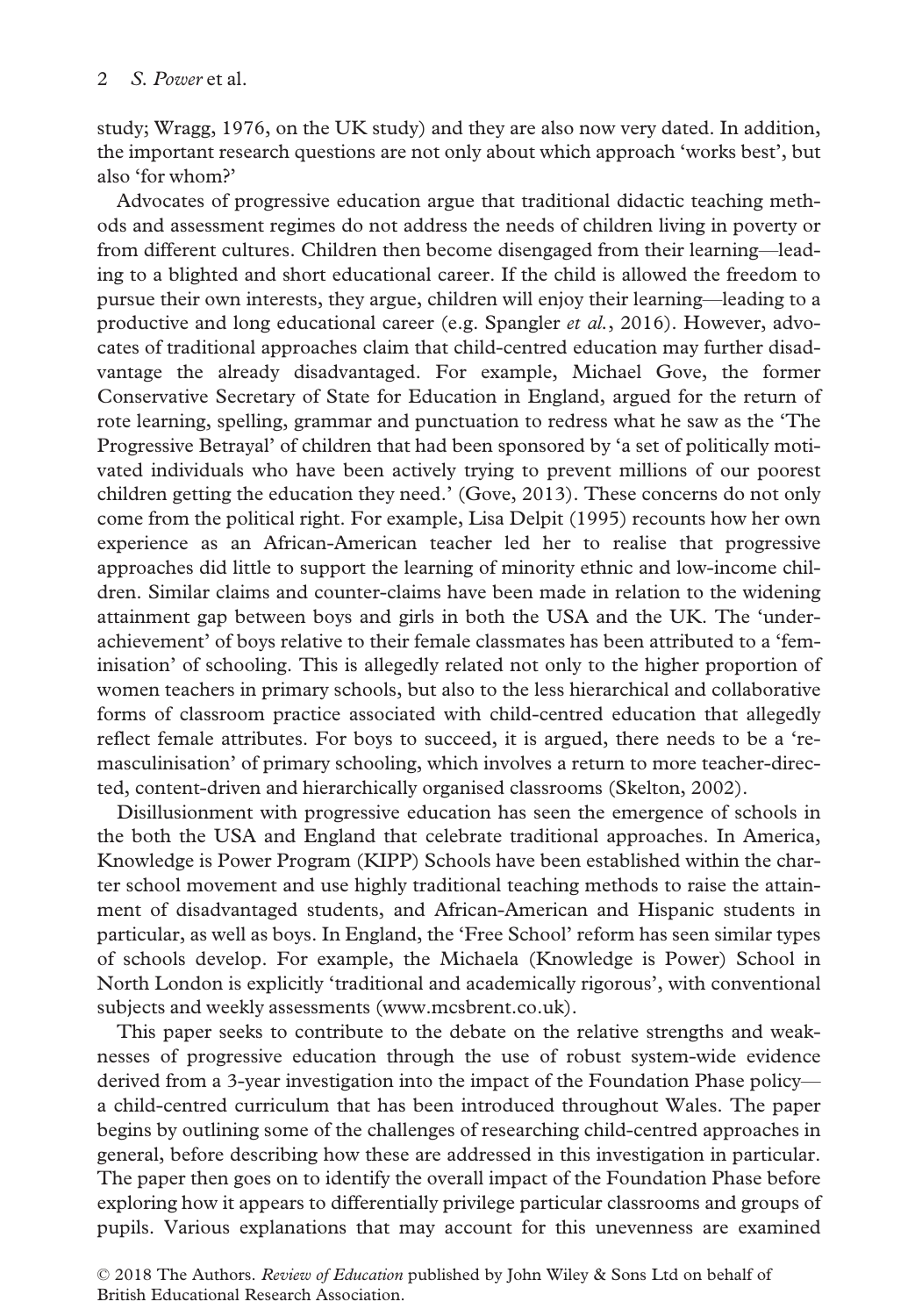study; Wragg, 1976, on the UK study) and they are also now very dated. In addition, the important research questions are not only about which approach 'works best', but also 'for whom?'

Advocates of progressive education argue that traditional didactic teaching methods and assessment regimes do not address the needs of children living in poverty or from different cultures. Children then become disengaged from their learning—leading to a blighted and short educational career. If the child is allowed the freedom to pursue their own interests, they argue, children will enjoy their learning—leading to a productive and long educational career (e.g. Spangler *et al.*, 2016). However, advocates of traditional approaches claim that child-centred education may further disadvantage the already disadvantaged. For example, Michael Gove, the former Conservative Secretary of State for Education in England, argued for the return of rote learning, spelling, grammar and punctuation to redress what he saw as the 'The Progressive Betrayal' of children that had been sponsored by 'a set of politically motivated individuals who have been actively trying to prevent millions of our poorest children getting the education they need.' (Gove, 2013). These concerns do not only come from the political right. For example, Lisa Delpit (1995) recounts how her own experience as an African-American teacher led her to realise that progressive approaches did little to support the learning of minority ethnic and low-income children. Similar claims and counter-claims have been made in relation to the widening attainment gap between boys and girls in both the USA and the UK. The 'under-achievement' of boys relative to their female classmates has been attributed to a 'feminisation' of schooling. This is allegedly related not only to the higher proportion of women teachers in primary schools, but also to the less hierarchical and collaborative forms of classroom practice associated with child-centred education that allegedly reflect female attributes. For boys to succeed, it is argued, there needs to be a 're-masculinisation' of primary schooling, which involves a return to more teacher-directed, content-driven and hierarchically organised classrooms (Skelton, 2002).

Disillusionment with progressive education has seen the emergence of schools in the both the USA and England that celebrate traditional approaches. In America, Knowledge is Power Program (KIPP) Schools have been established within the charter school movement and use highly traditional teaching methods to raise the attainment of disadvantaged students, and African-American and Hispanic students in particular, as well as boys. In England, the 'Free School' reform has seen similar types of schools develop. For example, the Michaela (Knowledge is Power) School in North London is explicitly 'traditional and academically rigorous', with conventional subjects and weekly assessments (www.mcsbrent.co.uk).

This paper seeks to contribute to the debate on the relative strengths and weaknesses of progressive education through the use of robust system-wide evidence derived from a 3-year investigation into the impact of the Foundation Phase policy—a child-centred curriculum that has been introduced throughout Wales. The paper begins by outlining some of the challenges of researching child-centred approaches in general, before describing how these are addressed in this investigation in particular. The paper then goes on to identify the overall impact of the Foundation Phase before exploring how it appears to differentially privilege particular classrooms and groups of pupils. Various explanations that may account for this unevenness are examined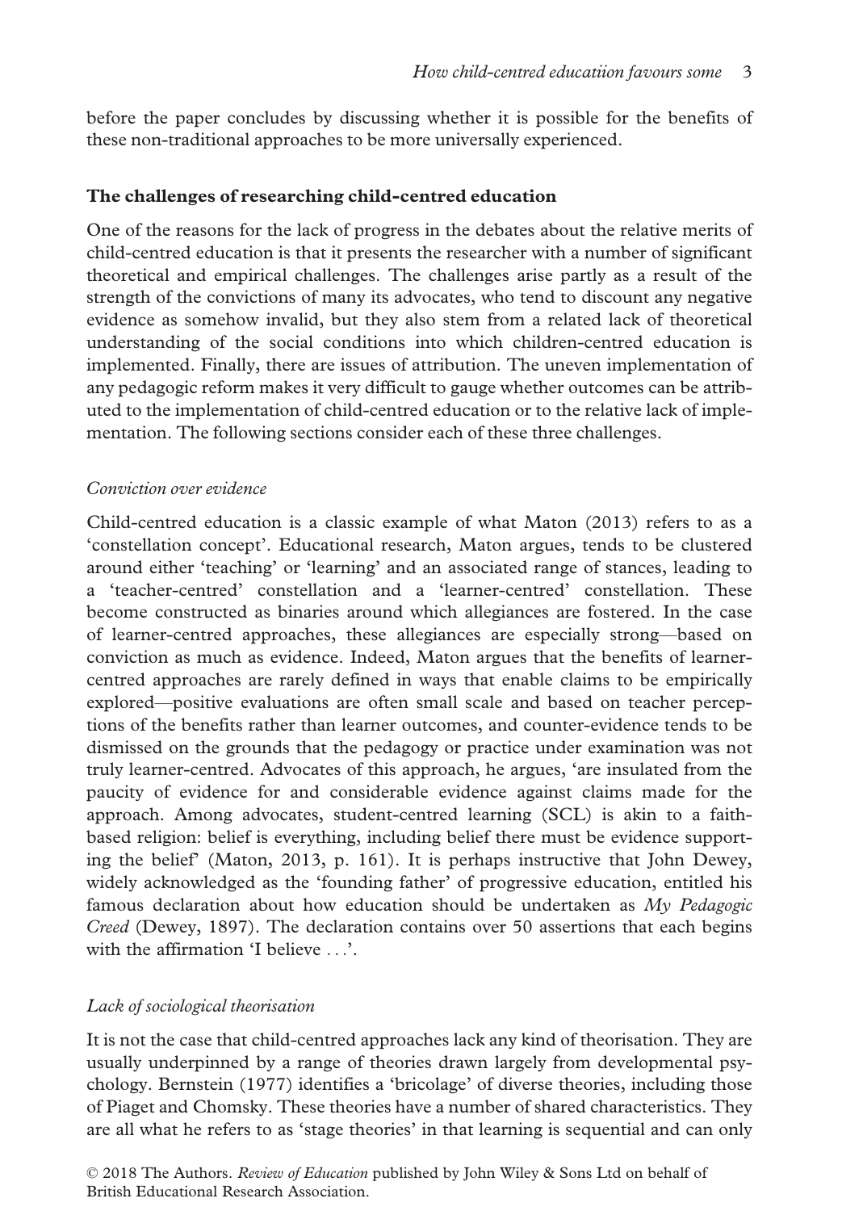before the paper concludes by discussing whether it is possible for the benefits of these non-traditional approaches to be more universally experienced.

## The challenges of researching child-centred education

One of the reasons for the lack of progress in the debates about the relative merits of child-centred education is that it presents the researcher with a number of significant theoretical and empirical challenges. The challenges arise partly as a result of the strength of the convictions of many its advocates, who tend to discount any negative evidence as somehow invalid, but they also stem from a related lack of theoretical understanding of the social conditions into which children-centred education is implemented. Finally, there are issues of attribution. The uneven implementation of any pedagogic reform makes it very difficult to gauge whether outcomes can be attributed to the implementation of child-centred education or to the relative lack of implementation. The following sections consider each of these three challenges.

### *Conviction over evidence*

Child-centred education is a classic example of what Maton (2013) refers to as a 'constellation concept'. Educational research, Maton argues, tends to be clustered around either 'teaching' or 'learning' and an associated range of stances, leading to a 'teacher-centred' constellation and a 'learner-centred' constellation. These become constructed as binaries around which allegiances are fostered. In the case of learner-centred approaches, these allegiances are especially strong—based on conviction as much as evidence. Indeed, Maton argues that the benefits of learner-centred approaches are rarely defined in ways that enable claims to be empirically explored—positive evaluations are often small scale and based on teacher perceptions of the benefits rather than learner outcomes, and counter-evidence tends to be dismissed on the grounds that the pedagogy or practice under examination was not truly learner-centred. Advocates of this approach, he argues, 'are insulated from the paucity of evidence for and considerable evidence against claims made for the approach. Among advocates, student-centred learning (SCL) is akin to a faith-based religion: belief is everything, including belief there must be evidence supporting the belief' (Maton, 2013, p. 161). It is perhaps instructive that John Dewey, widely acknowledged as the 'founding father' of progressive education, entitled his famous declaration about how education should be undertaken as *My Pedagogic Creed* (Dewey, 1897). The declaration contains over 50 assertions that each begins with the affirmation 'I believe . . .'.

### *Lack of sociological theorisation*

It is not the case that child-centred approaches lack any kind of theorisation. They are usually underpinned by a range of theories drawn largely from developmental psychology. Bernstein (1977) identifies a 'bricolage' of diverse theories, including those of Piaget and Chomsky. These theories have a number of shared characteristics. They are all what he refers to as 'stage theories' in that learning is sequential and can only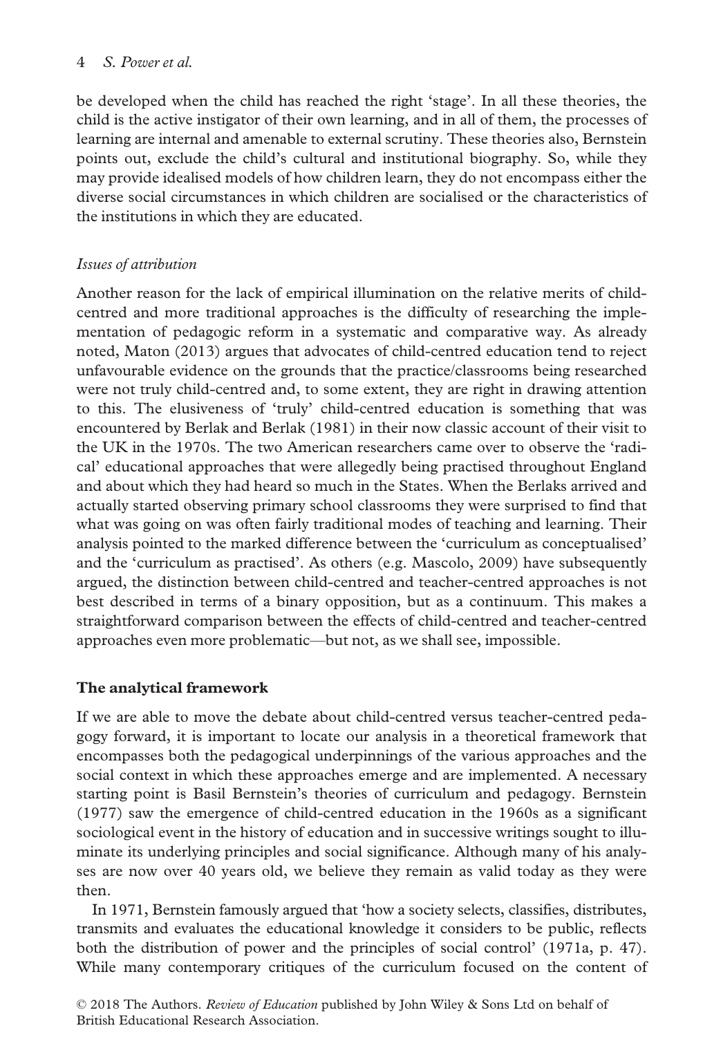be developed when the child has reached the right 'stage'. In all these theories, the child is the active instigator of their own learning, and in all of them, the processes of learning are internal and amenable to external scrutiny. These theories also, Bernstein points out, exclude the child's cultural and institutional biography. So, while they may provide idealised models of how children learn, they do not encompass either the diverse social circumstances in which children are socialised or the characteristics of the institutions in which they are educated.

### *Issues of attribution*

Another reason for the lack of empirical illumination on the relative merits of child-centred and more traditional approaches is the difficulty of researching the implementation of pedagogic reform in a systematic and comparative way. As already noted, Maton (2013) argues that advocates of child-centred education tend to reject unfavourable evidence on the grounds that the practice/classrooms being researched were not truly child-centred and, to some extent, they are right in drawing attention to this. The elusiveness of 'truly' child-centred education is something that was encountered by Berlak and Berlak (1981) in their now classic account of their visit to the UK in the 1970s. The two American researchers came over to observe the 'radical' educational approaches that were allegedly being practised throughout England and about which they had heard so much in the States. When the Berlaks arrived and actually started observing primary school classrooms they were surprised to find that what was going on was often fairly traditional modes of teaching and learning. Their analysis pointed to the marked difference between the 'curriculum as conceptualised' and the 'curriculum as practised'. As others (e.g. Mascolo, 2009) have subsequently argued, the distinction between child-centred and teacher-centred approaches is not best described in terms of a binary opposition, but as a continuum. This makes a straightforward comparison between the effects of child-centred and teacher-centred approaches even more problematic—but not, as we shall see, impossible.

## The analytical framework

If we are able to move the debate about child-centred versus teacher-centred pedagogy forward, it is important to locate our analysis in a theoretical framework that encompasses both the pedagogical underpinnings of the various approaches and the social context in which these approaches emerge and are implemented. A necessary starting point is Basil Bernstein's theories of curriculum and pedagogy. Bernstein (1977) saw the emergence of child-centred education in the 1960s as a significant sociological event in the history of education and in successive writings sought to illuminate its underlying principles and social significance. Although many of his analyses are now over 40 years old, we believe they remain as valid today as they were then.

In 1971, Bernstein famously argued that 'how a society selects, classifies, distributes, transmits and evaluates the educational knowledge it considers to be public, reflects both the distribution of power and the principles of social control' (1971a, p. 47). While many contemporary critiques of the curriculum focused on the content of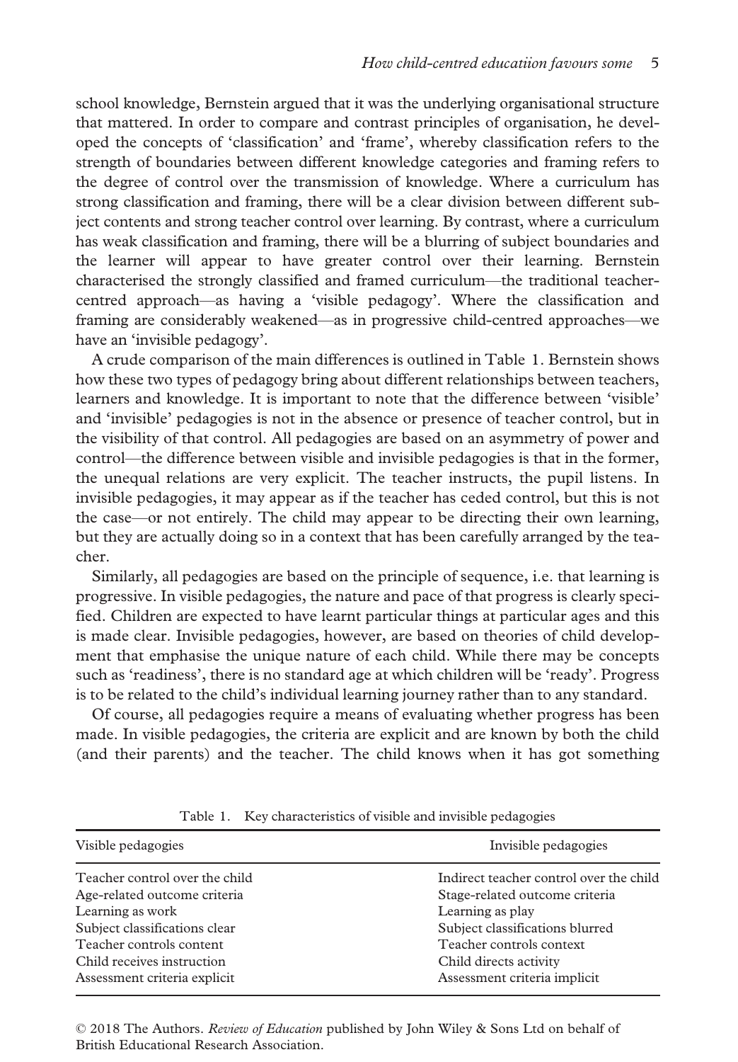school knowledge, Bernstein argued that it was the underlying organisational structure that mattered. In order to compare and contrast principles of organisation, he developed the concepts of 'classification' and 'frame', whereby classification refers to the strength of boundaries between different knowledge categories and framing refers to the degree of control over the transmission of knowledge. Where a curriculum has strong classification and framing, there will be a clear division between different subject contents and strong teacher control over learning. By contrast, where a curriculum has weak classification and framing, there will be a blurring of subject boundaries and the learner will appear to have greater control over their learning. Bernstein characterised the strongly classified and framed curriculum—the traditional teacher-centred approach—as having a 'visible pedagogy'. Where the classification and framing are considerably weakened—as in progressive child-centred approaches—we have an 'invisible pedagogy'.

A crude comparison of the main differences is outlined in Table 1. Bernstein shows how these two types of pedagogy bring about different relationships between teachers, learners and knowledge. It is important to note that the difference between 'visible' and 'invisible' pedagogies is not in the absence or presence of teacher control, but in the visibility of that control. All pedagogies are based on an asymmetry of power and control—the difference between visible and invisible pedagogies is that in the former, the unequal relations are very explicit. The teacher instructs, the pupil listens. In invisible pedagogies, it may appear as if the teacher has ceded control, but this is not the case—or not entirely. The child may appear to be directing their own learning, but they are actually doing so in a context that has been carefully arranged by the teacher.

Similarly, all pedagogies are based on the principle of sequence, i.e. that learning is progressive. In visible pedagogies, the nature and pace of that progress is clearly specified. Children are expected to have learnt particular things at particular ages and this is made clear. Invisible pedagogies, however, are based on theories of child development that emphasise the unique nature of each child. While there may be concepts such as 'readiness', there is no standard age at which children will be 'ready'. Progress is to be related to the child's individual learning journey rather than to any standard.

Of course, all pedagogies require a means of evaluating whether progress has been made. In visible pedagogies, the criteria are explicit and are known by both the child (and their parents) and the teacher. The child knows when it has got something

Table 1. Key characteristics of visible and invisible pedagogies

| Visible pedagogies | Invisible pedagogies |
|---|---|
| Teacher control over the child | Indirect teacher control over the child |
| Age-related outcome criteria | Stage-related outcome criteria |
| Learning as work | Learning as play |
| Subject classifications clear | Subject classifications blurred |
| Teacher controls content | Teacher controls context |
| Child receives instruction | Child directs activity |
| Assessment criteria explicit | Assessment criteria implicit |

© 2018 The Authors. *Review of Education* published by John Wiley & Sons Ltd on behalf of British Educational Research Association.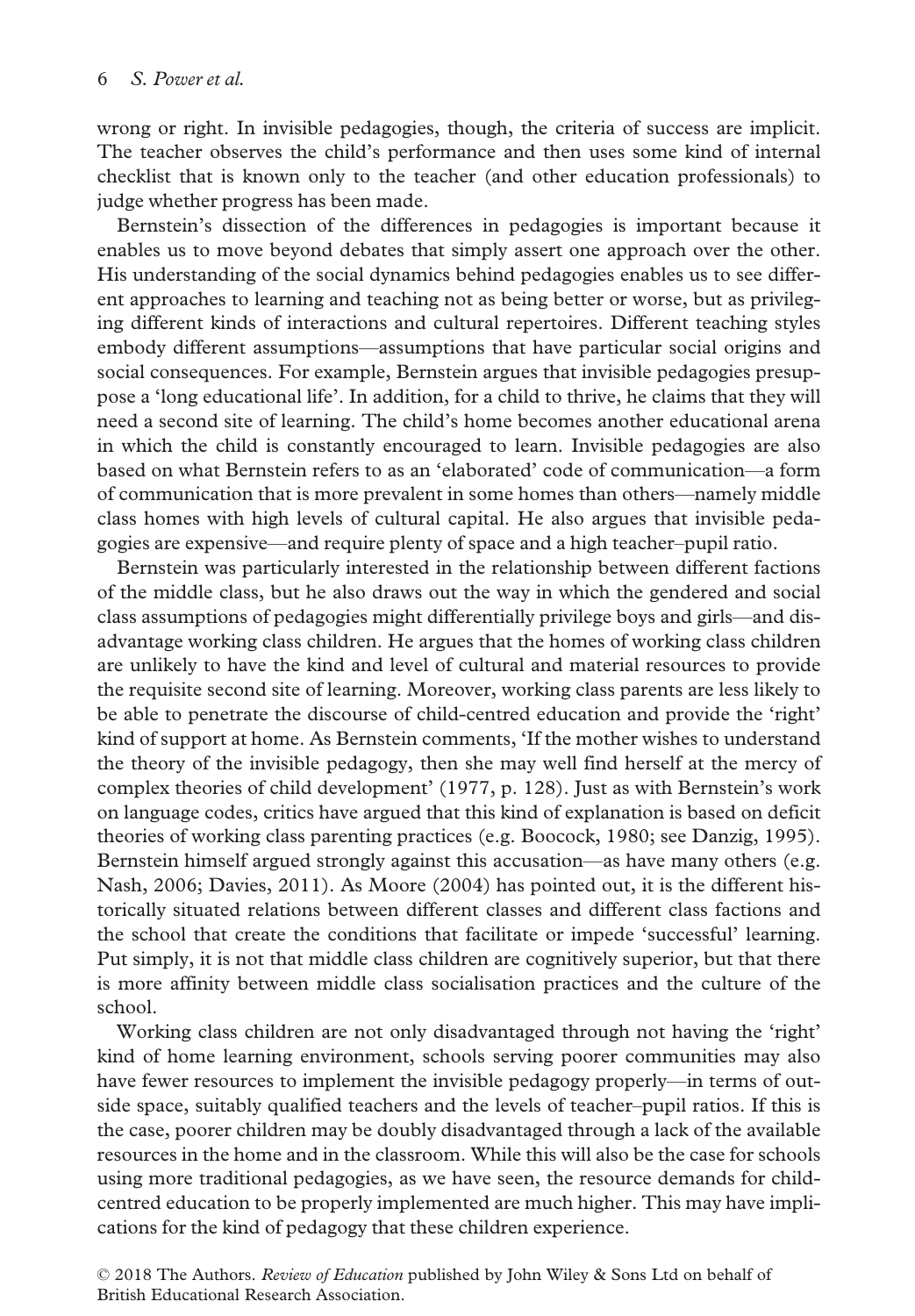wrong or right. In invisible pedagogies, though, the criteria of success are implicit. The teacher observes the child's performance and then uses some kind of internal checklist that is known only to the teacher (and other education professionals) to judge whether progress has been made.

Bernstein's dissection of the differences in pedagogies is important because it enables us to move beyond debates that simply assert one approach over the other. His understanding of the social dynamics behind pedagogies enables us to see different approaches to learning and teaching not as being better or worse, but as privileging different kinds of interactions and cultural repertoires. Different teaching styles embody different assumptions—assumptions that have particular social origins and social consequences. For example, Bernstein argues that invisible pedagogies presuppose a 'long educational life'. In addition, for a child to thrive, he claims that they will need a second site of learning. The child's home becomes another educational arena in which the child is constantly encouraged to learn. Invisible pedagogies are also based on what Bernstein refers to as an 'elaborated' code of communication—a form of communication that is more prevalent in some homes than others—namely middle class homes with high levels of cultural capital. He also argues that invisible pedagogies are expensive—and require plenty of space and a high teacher–pupil ratio.

Bernstein was particularly interested in the relationship between different factions of the middle class, but he also draws out the way in which the gendered and social class assumptions of pedagogies might differentially privilege boys and girls—and disadvantage working class children. He argues that the homes of working class children are unlikely to have the kind and level of cultural and material resources to provide the requisite second site of learning. Moreover, working class parents are less likely to be able to penetrate the discourse of child-centred education and provide the 'right' kind of support at home. As Bernstein comments, 'If the mother wishes to understand the theory of the invisible pedagogy, then she may well find herself at the mercy of complex theories of child development' (1977, p. 128). Just as with Bernstein's work on language codes, critics have argued that this kind of explanation is based on deficit theories of working class parenting practices (e.g. Boocock, 1980; see Danzig, 1995). Bernstein himself argued strongly against this accusation—as have many others (e.g. Nash, 2006; Davies, 2011). As Moore (2004) has pointed out, it is the different historically situated relations between different classes and different class factions and the school that create the conditions that facilitate or impede 'successful' learning. Put simply, it is not that middle class children are cognitively superior, but that there is more affinity between middle class socialisation practices and the culture of the school.

Working class children are not only disadvantaged through not having the 'right' kind of home learning environment, schools serving poorer communities may also have fewer resources to implement the invisible pedagogy properly—in terms of outside space, suitably qualified teachers and the levels of teacher–pupil ratios. If this is the case, poorer children may be doubly disadvantaged through a lack of the available resources in the home and in the classroom. While this will also be the case for schools using more traditional pedagogies, as we have seen, the resource demands for child-centred education to be properly implemented are much higher. This may have implications for the kind of pedagogy that these children experience.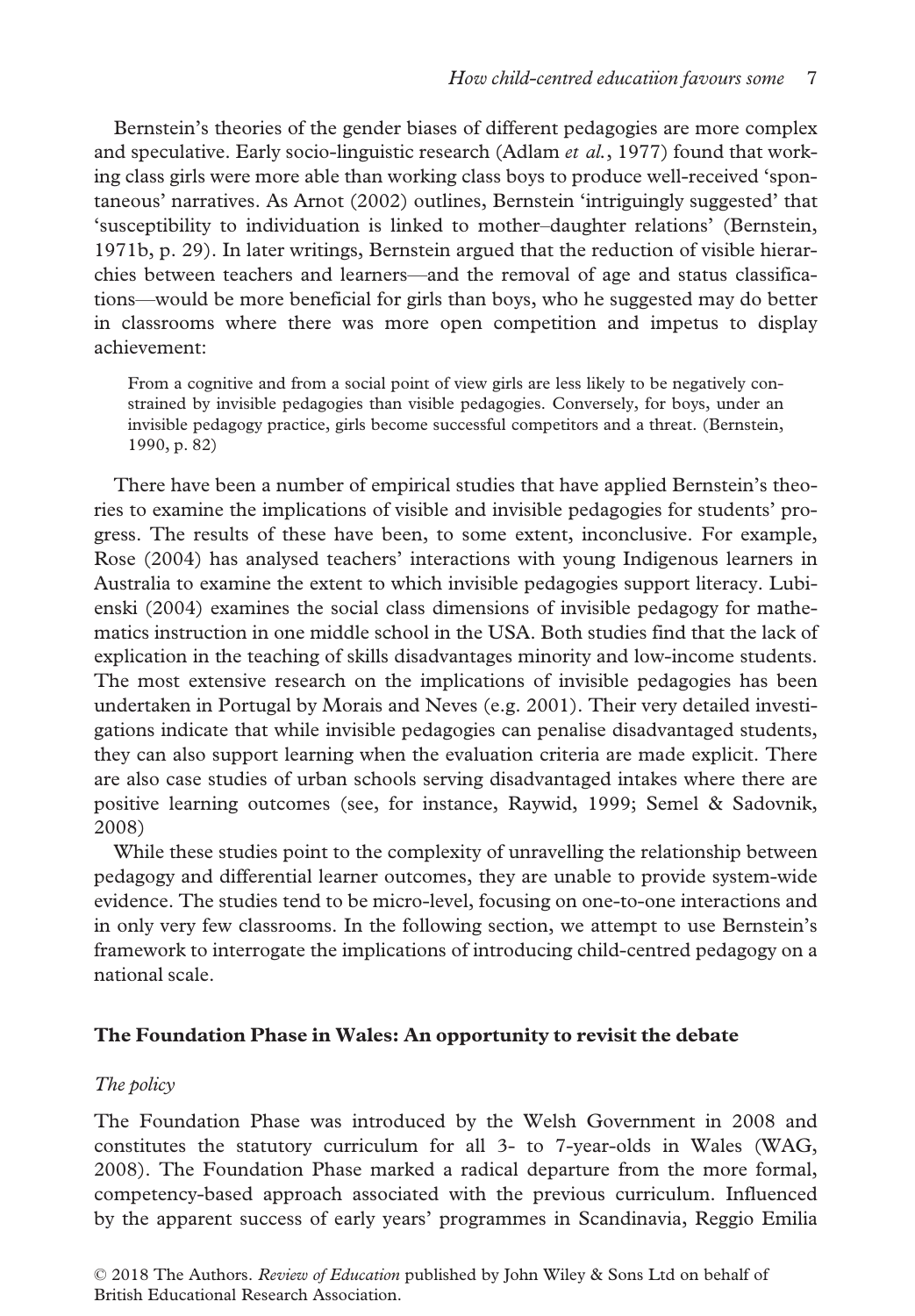Bernstein's theories of the gender biases of different pedagogies are more complex and speculative. Early socio-linguistic research (Adlam *et al.*, 1977) found that working class girls were more able than working class boys to produce well-received 'spontaneous' narratives. As Arnot (2002) outlines, Bernstein 'intriguingly suggested' that 'susceptibility to individuation is linked to mother–daughter relations' (Bernstein, 1971b, p. 29). In later writings, Bernstein argued that the reduction of visible hierarchies between teachers and learners—and the removal of age and status classifications—would be more beneficial for girls than boys, who he suggested may do better in classrooms where there was more open competition and impetus to display achievement:

> From a cognitive and from a social point of view girls are less likely to be negatively constrained by invisible pedagogies than visible pedagogies. Conversely, for boys, under an invisible pedagogy practice, girls become successful competitors and a threat. (Bernstein, 1990, p. 82)

There have been a number of empirical studies that have applied Bernstein's theories to examine the implications of visible and invisible pedagogies for students' progress. The results of these have been, to some extent, inconclusive. For example, Rose (2004) has analysed teachers' interactions with young Indigenous learners in Australia to examine the extent to which invisible pedagogies support literacy. Lubienski (2004) examines the social class dimensions of invisible pedagogy for mathematics instruction in one middle school in the USA. Both studies find that the lack of explication in the teaching of skills disadvantages minority and low-income students. The most extensive research on the implications of invisible pedagogies has been undertaken in Portugal by Morais and Neves (e.g. 2001). Their very detailed investigations indicate that while invisible pedagogies can penalise disadvantaged students, they can also support learning when the evaluation criteria are made explicit. There are also case studies of urban schools serving disadvantaged intakes where there are positive learning outcomes (see, for instance, Raywid, 1999; Semel & Sadovnik, 2008)

While these studies point to the complexity of unravelling the relationship between pedagogy and differential learner outcomes, they are unable to provide system-wide evidence. The studies tend to be micro-level, focusing on one-to-one interactions and in only very few classrooms. In the following section, we attempt to use Bernstein's framework to interrogate the implications of introducing child-centred pedagogy on a national scale.

## The Foundation Phase in Wales: An opportunity to revisit the debate

### *The policy*

The Foundation Phase was introduced by the Welsh Government in 2008 and constitutes the statutory curriculum for all 3- to 7-year-olds in Wales (WAG, 2008). The Foundation Phase marked a radical departure from the more formal, competency-based approach associated with the previous curriculum. Influenced by the apparent success of early years' programmes in Scandinavia, Reggio Emilia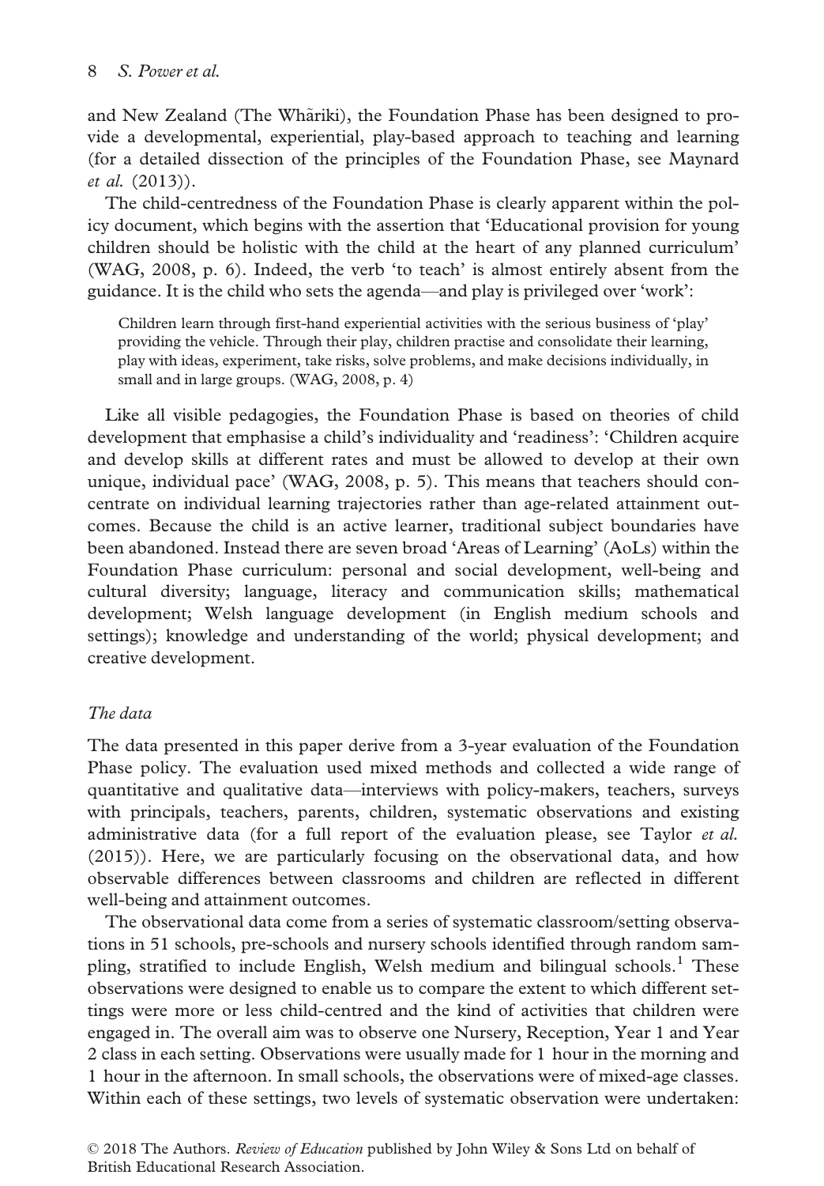and New Zealand (The Whãriki), the Foundation Phase has been designed to provide a developmental, experiential, play-based approach to teaching and learning (for a detailed dissection of the principles of the Foundation Phase, see Maynard *et al.* (2013)).

The child-centredness of the Foundation Phase is clearly apparent within the policy document, which begins with the assertion that 'Educational provision for young children should be holistic with the child at the heart of any planned curriculum' (WAG, 2008, p. 6). Indeed, the verb 'to teach' is almost entirely absent from the guidance. It is the child who sets the agenda—and play is privileged over 'work':

> Children learn through first-hand experiential activities with the serious business of 'play' providing the vehicle. Through their play, children practise and consolidate their learning, play with ideas, experiment, take risks, solve problems, and make decisions individually, in small and in large groups. (WAG, 2008, p. 4)

Like all visible pedagogies, the Foundation Phase is based on theories of child development that emphasise a child's individuality and 'readiness': 'Children acquire and develop skills at different rates and must be allowed to develop at their own unique, individual pace' (WAG, 2008, p. 5). This means that teachers should concentrate on individual learning trajectories rather than age-related attainment outcomes. Because the child is an active learner, traditional subject boundaries have been abandoned. Instead there are seven broad 'Areas of Learning' (AoLs) within the Foundation Phase curriculum: personal and social development, well-being and cultural diversity; language, literacy and communication skills; mathematical development; Welsh language development (in English medium schools and settings); knowledge and understanding of the world; physical development; and creative development.

### *The data*

The data presented in this paper derive from a 3-year evaluation of the Foundation Phase policy. The evaluation used mixed methods and collected a wide range of quantitative and qualitative data—interviews with policy-makers, teachers, surveys with principals, teachers, parents, children, systematic observations and existing administrative data (for a full report of the evaluation please, see Taylor *et al.* (2015)). Here, we are particularly focusing on the observational data, and how observable differences between classrooms and children are reflected in different well-being and attainment outcomes.

The observational data come from a series of systematic classroom/setting observations in 51 schools, pre-schools and nursery schools identified through random sampling, stratified to include English, Welsh medium and bilingual schools.[1] These observations were designed to enable us to compare the extent to which different settings were more or less child-centred and the kind of activities that children were engaged in. The overall aim was to observe one Nursery, Reception, Year 1 and Year 2 class in each setting. Observations were usually made for 1 hour in the morning and 1 hour in the afternoon. In small schools, the observations were of mixed-age classes. Within each of these settings, two levels of systematic observation were undertaken: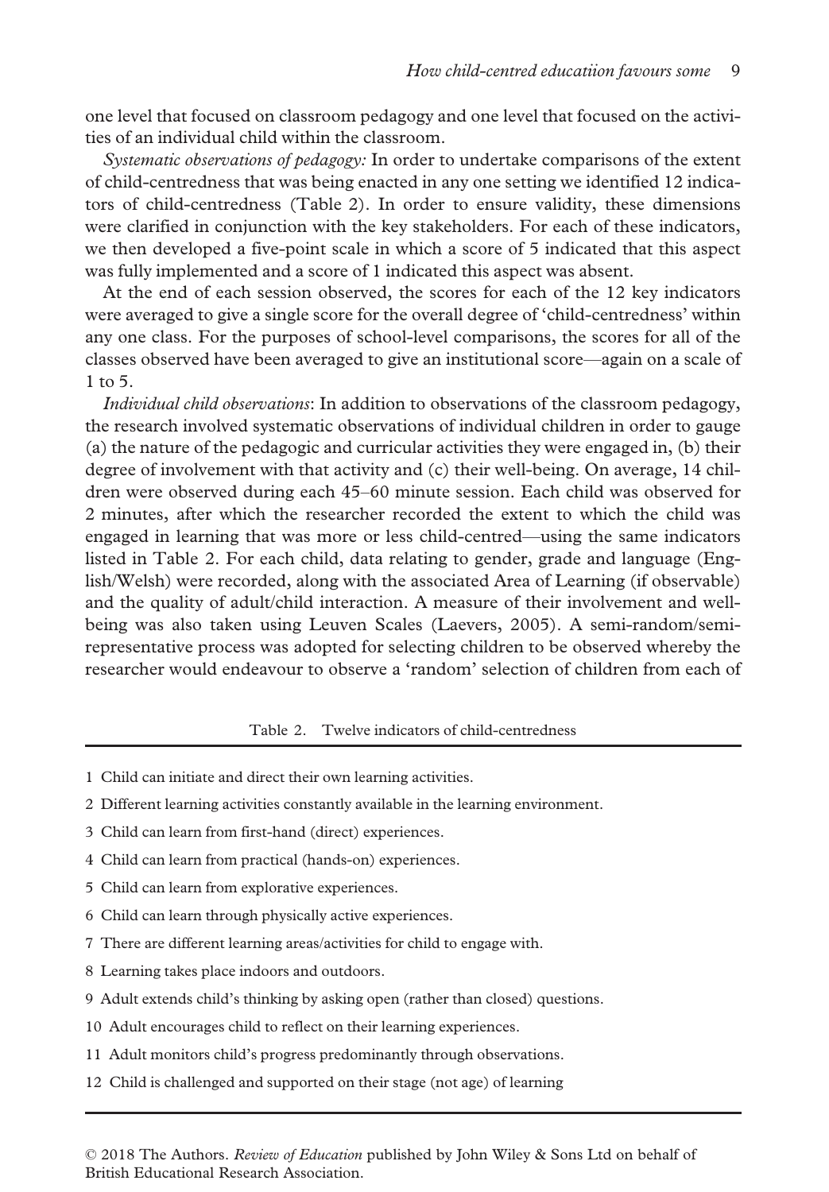one level that focused on classroom pedagogy and one level that focused on the activities of an individual child within the classroom.

*Systematic observations of pedagogy:* In order to undertake comparisons of the extent of child-centredness that was being enacted in any one setting we identified 12 indicators of child-centredness (Table 2). In order to ensure validity, these dimensions were clarified in conjunction with the key stakeholders. For each of these indicators, we then developed a five-point scale in which a score of 5 indicated that this aspect was fully implemented and a score of 1 indicated this aspect was absent.

At the end of each session observed, the scores for each of the 12 key indicators were averaged to give a single score for the overall degree of 'child-centredness' within any one class. For the purposes of school-level comparisons, the scores for all of the classes observed have been averaged to give an institutional score—again on a scale of 1 to 5.

*Individual child observations*: In addition to observations of the classroom pedagogy, the research involved systematic observations of individual children in order to gauge (a) the nature of the pedagogic and curricular activities they were engaged in, (b) their degree of involvement with that activity and (c) their well-being. On average, 14 children were observed during each 45–60 minute session. Each child was observed for 2 minutes, after which the researcher recorded the extent to which the child was engaged in learning that was more or less child-centred—using the same indicators listed in Table 2. For each child, data relating to gender, grade and language (English/Welsh) were recorded, along with the associated Area of Learning (if observable) and the quality of adult/child interaction. A measure of their involvement and well-being was also taken using Leuven Scales (Laevers, 2005). A semi-random/semi-representative process was adopted for selecting children to be observed whereby the researcher would endeavour to observe a 'random' selection of children from each of

Table 2. Twelve indicators of child-centredness

| |
|---|
| 1 Child can initiate and direct their own learning activities. |
| 2 Different learning activities constantly available in the learning environment. |
| 3 Child can learn from first-hand (direct) experiences. |
| 4 Child can learn from practical (hands-on) experiences. |
| 5 Child can learn from explorative experiences. |
| 6 Child can learn through physically active experiences. |
| 7 There are different learning areas/activities for child to engage with. |
| 8 Learning takes place indoors and outdoors. |
| 9 Adult extends child's thinking by asking open (rather than closed) questions. |
| 10 Adult encourages child to reflect on their learning experiences. |
| 11 Adult monitors child's progress predominantly through observations. |
| 12 Child is challenged and supported on their stage (not age) of learning |

© 2018 The Authors. *Review of Education* published by John Wiley & Sons Ltd on behalf of British Educational Research Association.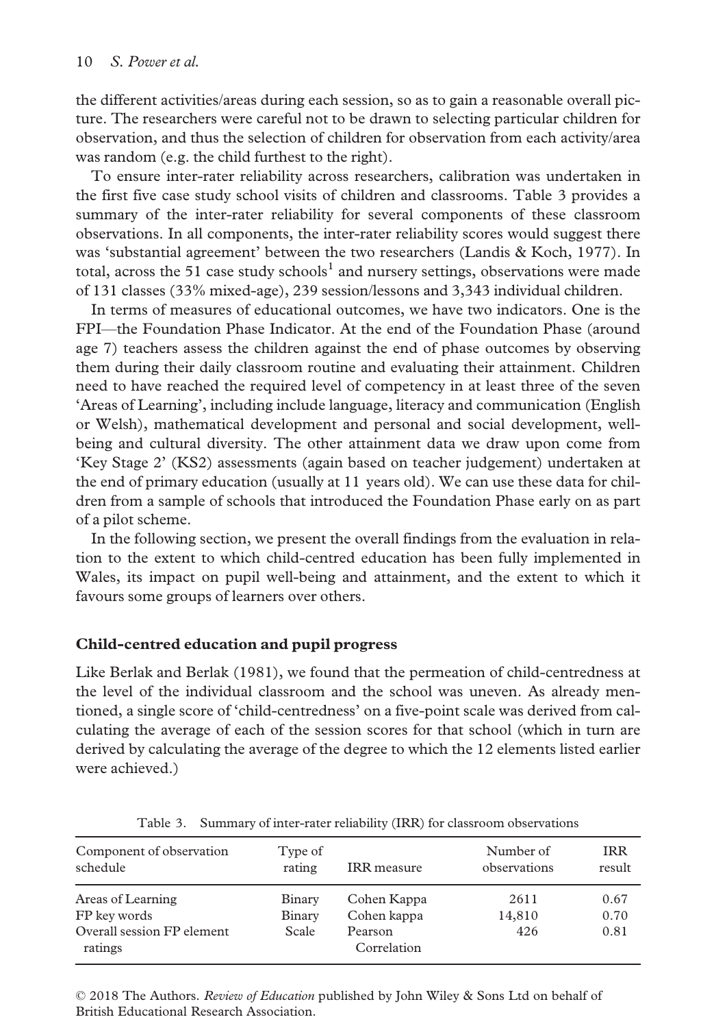the different activities/areas during each session, so as to gain a reasonable overall picture. The researchers were careful not to be drawn to selecting particular children for observation, and thus the selection of children for observation from each activity/area was random (e.g. the child furthest to the right).

To ensure inter-rater reliability across researchers, calibration was undertaken in the first five case study school visits of children and classrooms. Table 3 provides a summary of the inter-rater reliability for several components of these classroom observations. In all components, the inter-rater reliability scores would suggest there was 'substantial agreement' between the two researchers (Landis & Koch, 1977). In total, across the 51 case study schools[1] and nursery settings, observations were made of 131 classes (33% mixed-age), 239 session/lessons and 3,343 individual children.

In terms of measures of educational outcomes, we have two indicators. One is the FPI—the Foundation Phase Indicator. At the end of the Foundation Phase (around age 7) teachers assess the children against the end of phase outcomes by observing them during their daily classroom routine and evaluating their attainment. Children need to have reached the required level of competency in at least three of the seven 'Areas of Learning', including include language, literacy and communication (English or Welsh), mathematical development and personal and social development, well-being and cultural diversity. The other attainment data we draw upon come from 'Key Stage 2' (KS2) assessments (again based on teacher judgement) undertaken at the end of primary education (usually at 11 years old). We can use these data for children from a sample of schools that introduced the Foundation Phase early on as part of a pilot scheme.

In the following section, we present the overall findings from the evaluation in relation to the extent to which child-centred education has been fully implemented in Wales, its impact on pupil well-being and attainment, and the extent to which it favours some groups of learners over others.

## Child-centred education and pupil progress

Like Berlak and Berlak (1981), we found that the permeation of child-centredness at the level of the individual classroom and the school was uneven. As already mentioned, a single score of 'child-centredness' on a five-point scale was derived from calculating the average of each of the session scores for that school (which in turn are derived by calculating the average of the degree to which the 12 elements listed earlier were achieved.)

Table 3. Summary of inter-rater reliability (IRR) for classroom observations

| Component of observation schedule | Type of rating | IRR measure | Number of observations | IRR result |
|---|---|---|---|---|
| Areas of Learning | Binary | Cohen Kappa | 2611 | 0.67 |
| FP key words | Binary | Cohen kappa | 14,810 | 0.70 |
| Overall session FP element ratings | Scale | Pearson Correlation | 426 | 0.81 |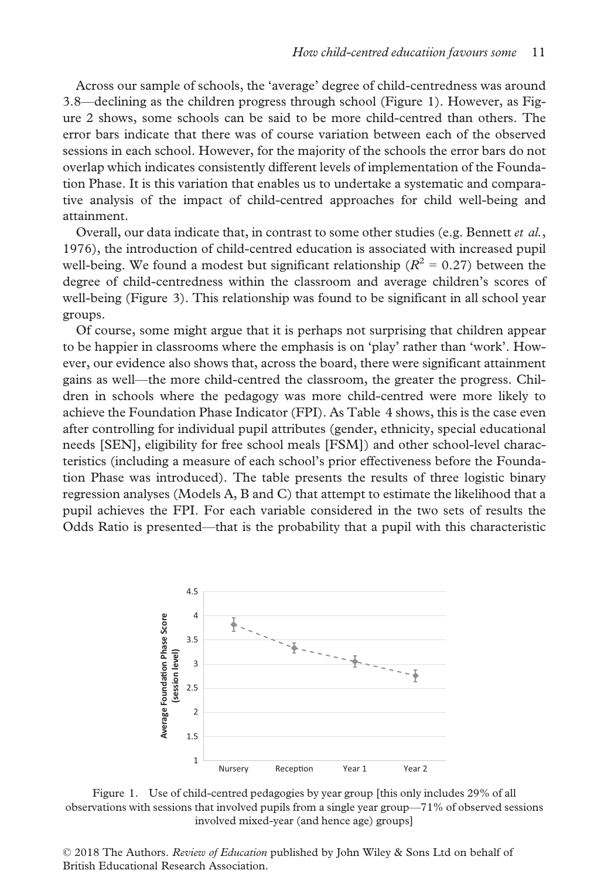Across our sample of schools, the 'average' degree of child-centredness was around 3.8—declining as the children progress through school (Figure 1). However, as Figure 2 shows, some schools can be said to be more child-centred than others. The error bars indicate that there was of course variation between each of the observed sessions in each school. However, for the majority of the schools the error bars do not overlap which indicates consistently different levels of implementation of the Foundation Phase. It is this variation that enables us to undertake a systematic and comparative analysis of the impact of child-centred approaches for child well-being and attainment.

Overall, our data indicate that, in contrast to some other studies (e.g. Bennett *et al.*, 1976), the introduction of child-centred education is associated with increased pupil well-being. We found a modest but significant relationship ($R^2 = 0.27$) between the degree of child-centredness within the classroom and average children's scores of well-being (Figure 3). This relationship was found to be significant in all school year groups.

Of course, some might argue that it is perhaps not surprising that children appear to be happier in classrooms where the emphasis is on 'play' rather than 'work'. However, our evidence also shows that, across the board, there were significant attainment gains as well—the more child-centred the classroom, the greater the progress. Children in schools where the pedagogy was more child-centred were more likely to achieve the Foundation Phase Indicator (FPI). As Table 4 shows, this is the case even after controlling for individual pupil attributes (gender, ethnicity, special educational needs [SEN], eligibility for free school meals [FSM]) and other school-level characteristics (including a measure of each school's prior effectiveness before the Foundation Phase was introduced). The table presents the results of three logistic binary regression analyses (Models A, B and C) that attempt to estimate the likelihood that a pupil achieves the FPI. For each variable considered in the two sets of results the Odds Ratio is presented—that is the probability that a pupil with this characteristic

Figure 1. Use of child-centred pedagogies by year group [this only includes 29% of all observations with sessions that involved pupils from a single year group—71% of observed sessions involved mixed-year (and hence age) groups]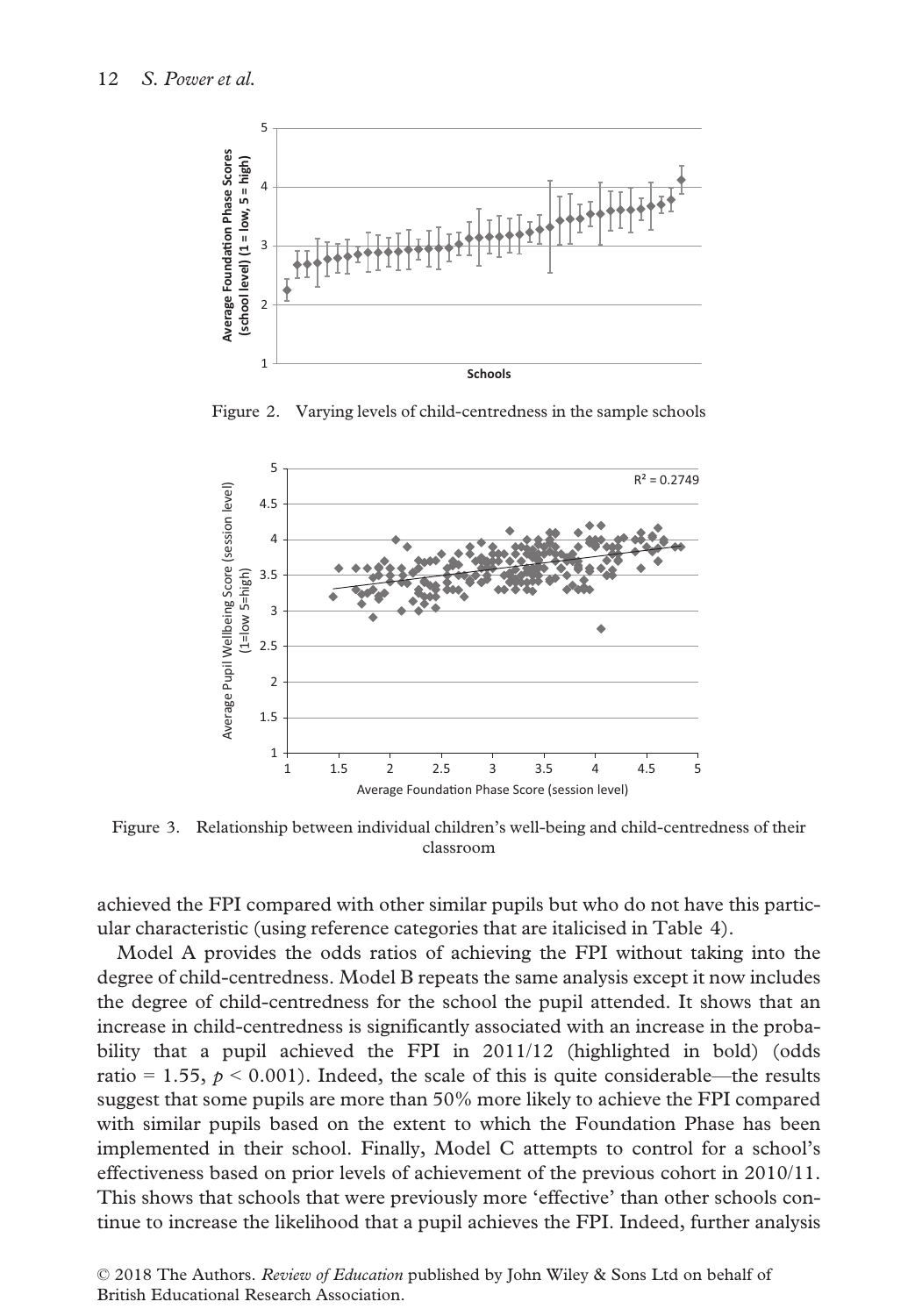Figure 2. Varying levels of child-centredness in the sample schools

Figure 3. Relationship between individual children's well-being and child-centredness of their classroom

achieved the FPI compared with other similar pupils but who do not have this particular characteristic (using reference categories that are italicised in Table 4).

Model A provides the odds ratios of achieving the FPI without taking into the degree of child-centredness. Model B repeats the same analysis except it now includes the degree of child-centredness for the school the pupil attended. It shows that an increase in child-centredness is significantly associated with an increase in the probability that a pupil achieved the FPI in 2011/12 (highlighted in bold) (odds ratio = 1.55, $p < 0.001$). Indeed, the scale of this is quite considerable—the results suggest that some pupils are more than 50% more likely to achieve the FPI compared with similar pupils based on the extent to which the Foundation Phase has been implemented in their school. Finally, Model C attempts to control for a school's effectiveness based on prior levels of achievement of the previous cohort in 2010/11. This shows that schools that were previously more 'effective' than other schools continue to increase the likelihood that a pupil achieves the FPI. Indeed, further analysis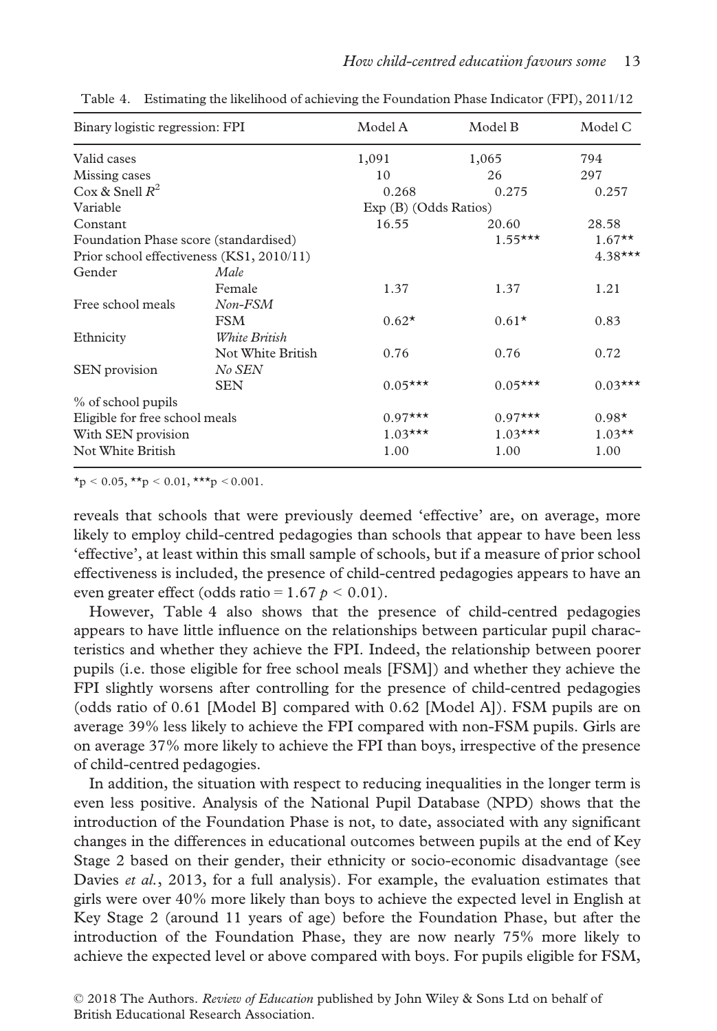Table 4. Estimating the likelihood of achieving the Foundation Phase Indicator (FPI), 2011/12

| Binary logistic regression: FPI | | Model A | Model B | Model C |
|---|---|---|---|---|
| Valid cases | | 1,091 | 1,065 | 794 |
| Missing cases | | 10 | 26 | 297 |
| Cox & Snell $R^2$ | | 0.268 | 0.275 | 0.257 |
| Variable | | Exp (B) (Odds Ratios) | | |
| Constant | | 16.55 | 20.60 | 28.58 |
| Foundation Phase score (standardised) | | | 1.55*** | 1.67** |
| Prior school effectiveness (KS1, 2010/11) | | | | 4.38*** |
| Gender | *Male* | | | |
| | Female | 1.37 | 1.37 | 1.21 |
| Free school meals | *Non-FSM* | | | |
| | FSM | 0.62* | 0.61* | 0.83 |
| Ethnicity | *White British* | | | |
| | Not White British | 0.76 | 0.76 | 0.72 |
| SEN provision | *No SEN* | | | |
| | SEN | 0.05*** | 0.05*** | 0.03*** |
| % of school pupils | | | | |
| Eligible for free school meals | | 0.97*** | 0.97*** | 0.98* |
| With SEN provision | | 1.03*** | 1.03*** | 1.03** |
| Not White British | | 1.00 | 1.00 | 1.00 |

*p < 0.05, **p < 0.01, ***p < 0.001.

reveals that schools that were previously deemed 'effective' are, on average, more likely to employ child-centred pedagogies than schools that appear to have been less 'effective', at least within this small sample of schools, but if a measure of prior school effectiveness is included, the presence of child-centred pedagogies appears to have an even greater effect (odds ratio = 1.67 $p < 0.01$).

However, Table 4 also shows that the presence of child-centred pedagogies appears to have little influence on the relationships between particular pupil characteristics and whether they achieve the FPI. Indeed, the relationship between poorer pupils (i.e. those eligible for free school meals [FSM]) and whether they achieve the FPI slightly worsens after controlling for the presence of child-centred pedagogies (odds ratio of 0.61 [Model B] compared with 0.62 [Model A]). FSM pupils are on average 39% less likely to achieve the FPI compared with non-FSM pupils. Girls are on average 37% more likely to achieve the FPI than boys, irrespective of the presence of child-centred pedagogies.

In addition, the situation with respect to reducing inequalities in the longer term is even less positive. Analysis of the National Pupil Database (NPD) shows that the introduction of the Foundation Phase is not, to date, associated with any significant changes in the differences in educational outcomes between pupils at the end of Key Stage 2 based on their gender, their ethnicity or socio-economic disadvantage (see Davies *et al.*, 2013, for a full analysis). For example, the evaluation estimates that girls were over 40% more likely than boys to achieve the expected level in English at Key Stage 2 (around 11 years of age) before the Foundation Phase, but after the introduction of the Foundation Phase, they are now nearly 75% more likely to achieve the expected level or above compared with boys. For pupils eligible for FSM,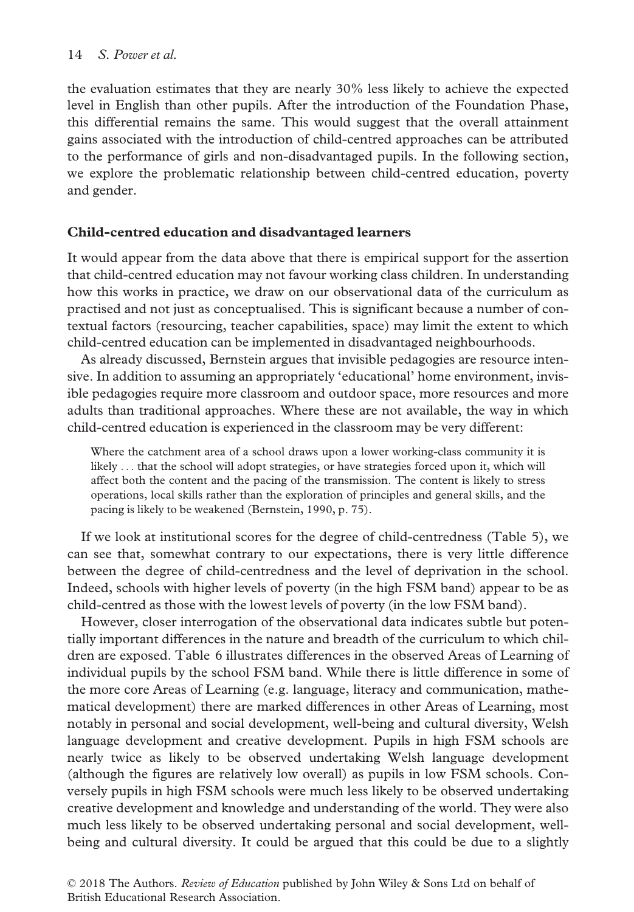the evaluation estimates that they are nearly 30% less likely to achieve the expected level in English than other pupils. After the introduction of the Foundation Phase, this differential remains the same. This would suggest that the overall attainment gains associated with the introduction of child-centred approaches can be attributed to the performance of girls and non-disadvantaged pupils. In the following section, we explore the problematic relationship between child-centred education, poverty and gender.

## Child-centred education and disadvantaged learners

It would appear from the data above that there is empirical support for the assertion that child-centred education may not favour working class children. In understanding how this works in practice, we draw on our observational data of the curriculum as practised and not just as conceptualised. This is significant because a number of contextual factors (resourcing, teacher capabilities, space) may limit the extent to which child-centred education can be implemented in disadvantaged neighbourhoods.

As already discussed, Bernstein argues that invisible pedagogies are resource intensive. In addition to assuming an appropriately 'educational' home environment, invisible pedagogies require more classroom and outdoor space, more resources and more adults than traditional approaches. Where these are not available, the way in which child-centred education is experienced in the classroom may be very different:

> Where the catchment area of a school draws upon a lower working-class community it is likely . . . that the school will adopt strategies, or have strategies forced upon it, which will affect both the content and the pacing of the transmission. The content is likely to stress operations, local skills rather than the exploration of principles and general skills, and the pacing is likely to be weakened (Bernstein, 1990, p. 75).

If we look at institutional scores for the degree of child-centredness (Table 5), we can see that, somewhat contrary to our expectations, there is very little difference between the degree of child-centredness and the level of deprivation in the school. Indeed, schools with higher levels of poverty (in the high FSM band) appear to be as child-centred as those with the lowest levels of poverty (in the low FSM band).

However, closer interrogation of the observational data indicates subtle but potentially important differences in the nature and breadth of the curriculum to which children are exposed. Table 6 illustrates differences in the observed Areas of Learning of individual pupils by the school FSM band. While there is little difference in some of the more core Areas of Learning (e.g. language, literacy and communication, mathematical development) there are marked differences in other Areas of Learning, most notably in personal and social development, well-being and cultural diversity, Welsh language development and creative development. Pupils in high FSM schools are nearly twice as likely to be observed undertaking Welsh language development (although the figures are relatively low overall) as pupils in low FSM schools. Conversely pupils in high FSM schools were much less likely to be observed undertaking creative development and knowledge and understanding of the world. They were also much less likely to be observed undertaking personal and social development, well-being and cultural diversity. It could be argued that this could be due to a slightly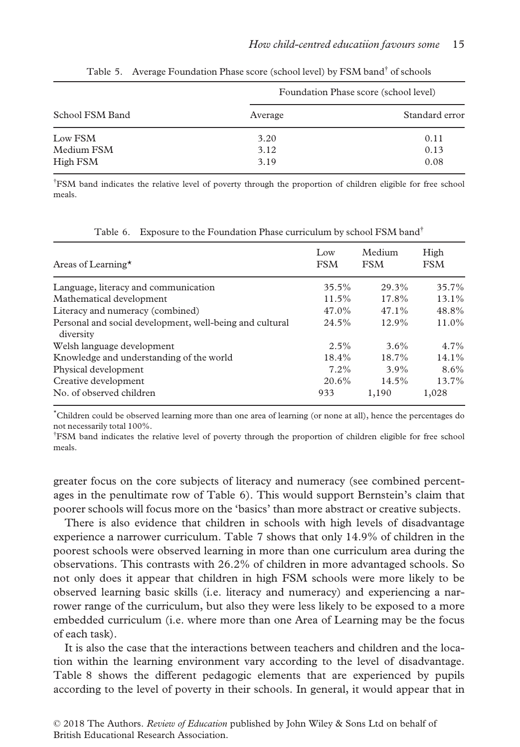Table 5. Average Foundation Phase score (school level) by FSM band† of schools

| School FSM Band | Foundation Phase score (school level) | |
|---|---|---|
| | Average | Standard error |
| Low FSM | 3.20 | 0.11 |
| Medium FSM | 3.12 | 0.13 |
| High FSM | 3.19 | 0.08 |

†FSM band indicates the relative level of poverty through the proportion of children eligible for free school meals.

Table 6. Exposure to the Foundation Phase curriculum by school FSM band†

| Areas of Learning* | Low FSM | Medium FSM | High FSM |
|---|---|---|---|
| Language, literacy and communication | 35.5% | 29.3% | 35.7% |
| Mathematical development | 11.5% | 17.8% | 13.1% |
| Literacy and numeracy (combined) | 47.0% | 47.1% | 48.8% |
| Personal and social development, well-being and cultural diversity | 24.5% | 12.9% | 11.0% |
| Welsh language development | 2.5% | 3.6% | 4.7% |
| Knowledge and understanding of the world | 18.4% | 18.7% | 14.1% |
| Physical development | 7.2% | 3.9% | 8.6% |
| Creative development | 20.6% | 14.5% | 13.7% |
| No. of observed children | 933 | 1,190 | 1,028 |

*Children could be observed learning more than one area of learning (or none at all), hence the percentages do not necessarily total 100%.

†FSM band indicates the relative level of poverty through the proportion of children eligible for free school meals.

greater focus on the core subjects of literacy and numeracy (see combined percentages in the penultimate row of Table 6). This would support Bernstein's claim that poorer schools will focus more on the 'basics' than more abstract or creative subjects.

There is also evidence that children in schools with high levels of disadvantage experience a narrower curriculum. Table 7 shows that only 14.9% of children in the poorest schools were observed learning in more than one curriculum area during the observations. This contrasts with 26.2% of children in more advantaged schools. So not only does it appear that children in high FSM schools were more likely to be observed learning basic skills (i.e. literacy and numeracy) and experiencing a narrower range of the curriculum, but also they were less likely to be exposed to a more embedded curriculum (i.e. where more than one Area of Learning may be the focus of each task).

It is also the case that the interactions between teachers and children and the location within the learning environment vary according to the level of disadvantage. Table 8 shows the different pedagogic elements that are experienced by pupils according to the level of poverty in their schools. In general, it would appear that in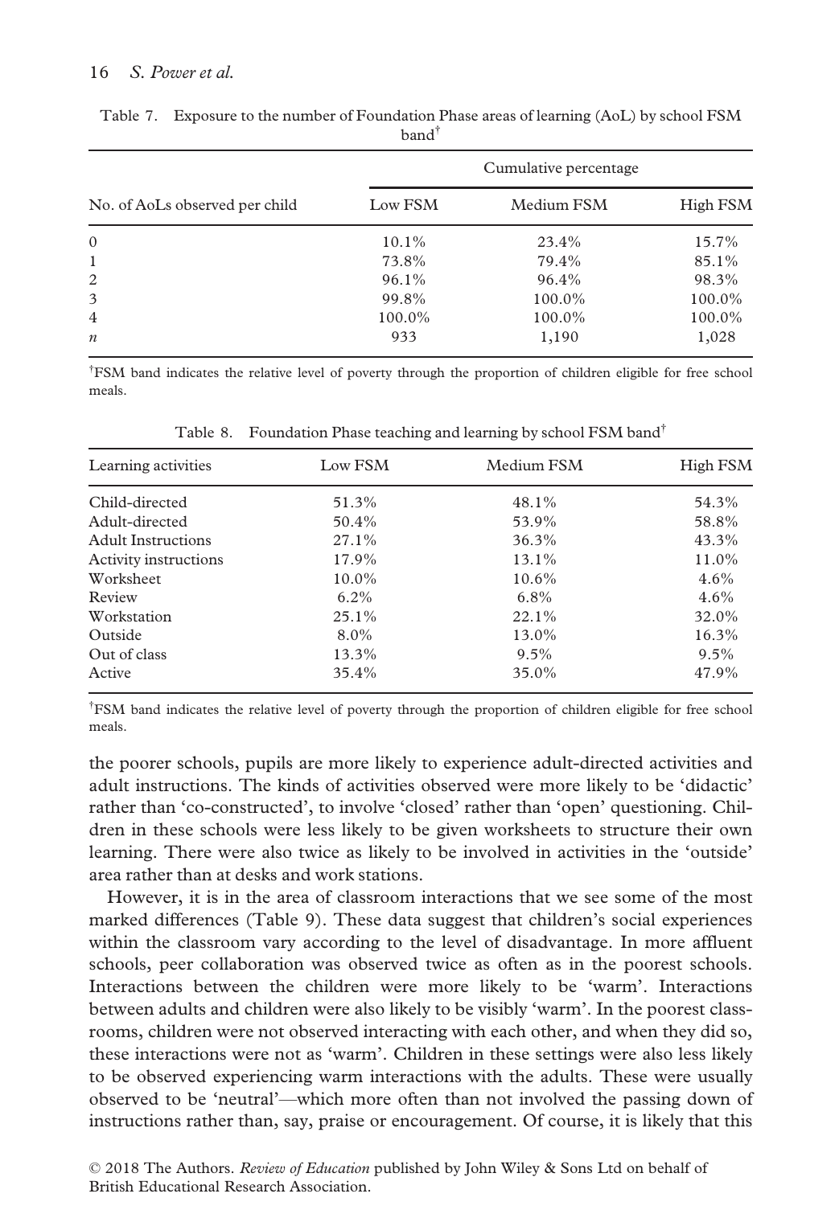Table 7. Exposure to the number of Foundation Phase areas of learning (AoL) by school FSM band[†]

| | Cumulative percentage | | |
|---|---|---|---|
| No. of AoLs observed per child | Low FSM | Medium FSM | High FSM |
| 0 | 10.1% | 23.4% | 15.7% |
| 1 | 73.8% | 79.4% | 85.1% |
| 2 | 96.1% | 96.4% | 98.3% |
| 3 | 99.8% | 100.0% | 100.0% |
| 4 | 100.0% | 100.0% | 100.0% |
| *n* | 933 | 1,190 | 1,028 |

[†]FSM band indicates the relative level of poverty through the proportion of children eligible for free school meals.

Table 8. Foundation Phase teaching and learning by school FSM band[†]

| Learning activities | Low FSM | Medium FSM | High FSM |
|---|---|---|---|
| Child-directed | 51.3% | 48.1% | 54.3% |
| Adult-directed | 50.4% | 53.9% | 58.8% |
| Adult Instructions | 27.1% | 36.3% | 43.3% |
| Activity instructions | 17.9% | 13.1% | 11.0% |
| Worksheet | 10.0% | 10.6% | 4.6% |
| Review | 6.2% | 6.8% | 4.6% |
| Workstation | 25.1% | 22.1% | 32.0% |
| Outside | 8.0% | 13.0% | 16.3% |
| Out of class | 13.3% | 9.5% | 9.5% |
| Active | 35.4% | 35.0% | 47.9% |

[†]FSM band indicates the relative level of poverty through the proportion of children eligible for free school meals.

the poorer schools, pupils are more likely to experience adult-directed activities and adult instructions. The kinds of activities observed were more likely to be 'didactic' rather than 'co-constructed', to involve 'closed' rather than 'open' questioning. Children in these schools were less likely to be given worksheets to structure their own learning. There were also twice as likely to be involved in activities in the 'outside' area rather than at desks and work stations.

However, it is in the area of classroom interactions that we see some of the most marked differences (Table 9). These data suggest that children's social experiences within the classroom vary according to the level of disadvantage. In more affluent schools, peer collaboration was observed twice as often as in the poorest schools. Interactions between the children were more likely to be 'warm'. Interactions between adults and children were also likely to be visibly 'warm'. In the poorest classrooms, children were not observed interacting with each other, and when they did so, these interactions were not as 'warm'. Children in these settings were also less likely to be observed experiencing warm interactions with the adults. These were usually observed to be 'neutral'—which more often than not involved the passing down of instructions rather than, say, praise or encouragement. Of course, it is likely that this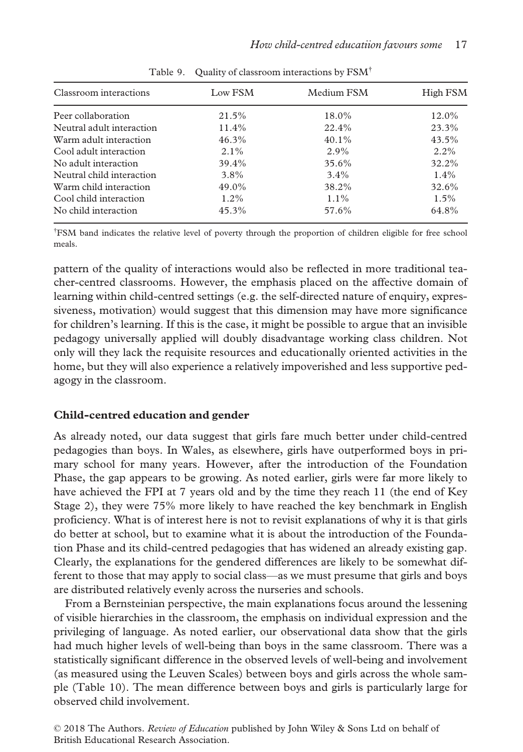Table 9. Quality of classroom interactions by FSM†

| Classroom interactions | Low FSM | Medium FSM | High FSM |
|---|---|---|---|
| Peer collaboration | 21.5% | 18.0% | 12.0% |
| Neutral adult interaction | 11.4% | 22.4% | 23.3% |
| Warm adult interaction | 46.3% | 40.1% | 43.5% |
| Cool adult interaction | 2.1% | 2.9% | 2.2% |
| No adult interaction | 39.4% | 35.6% | 32.2% |
| Neutral child interaction | 3.8% | 3.4% | 1.4% |
| Warm child interaction | 49.0% | 38.2% | 32.6% |
| Cool child interaction | 1.2% | 1.1% | 1.5% |
| No child interaction | 45.3% | 57.6% | 64.8% |

†FSM band indicates the relative level of poverty through the proportion of children eligible for free school meals.

pattern of the quality of interactions would also be reflected in more traditional teacher-centred classrooms. However, the emphasis placed on the affective domain of learning within child-centred settings (e.g. the self-directed nature of enquiry, expressiveness, motivation) would suggest that this dimension may have more significance for children's learning. If this is the case, it might be possible to argue that an invisible pedagogy universally applied will doubly disadvantage working class children. Not only will they lack the requisite resources and educationally oriented activities in the home, but they will also experience a relatively impoverished and less supportive pedagogy in the classroom.

### Child-centred education and gender

As already noted, our data suggest that girls fare much better under child-centred pedagogies than boys. In Wales, as elsewhere, girls have outperformed boys in primary school for many years. However, after the introduction of the Foundation Phase, the gap appears to be growing. As noted earlier, girls were far more likely to have achieved the FPI at 7 years old and by the time they reach 11 (the end of Key Stage 2), they were 75% more likely to have reached the key benchmark in English proficiency. What is of interest here is not to revisit explanations of why it is that girls do better at school, but to examine what it is about the introduction of the Foundation Phase and its child-centred pedagogies that has widened an already existing gap. Clearly, the explanations for the gendered differences are likely to be somewhat different to those that may apply to social class—as we must presume that girls and boys are distributed relatively evenly across the nurseries and schools.

From a Bernsteinian perspective, the main explanations focus around the lessening of visible hierarchies in the classroom, the emphasis on individual expression and the privileging of language. As noted earlier, our observational data show that the girls had much higher levels of well-being than boys in the same classroom. There was a statistically significant difference in the observed levels of well-being and involvement (as measured using the Leuven Scales) between boys and girls across the whole sample (Table 10). The mean difference between boys and girls is particularly large for observed child involvement.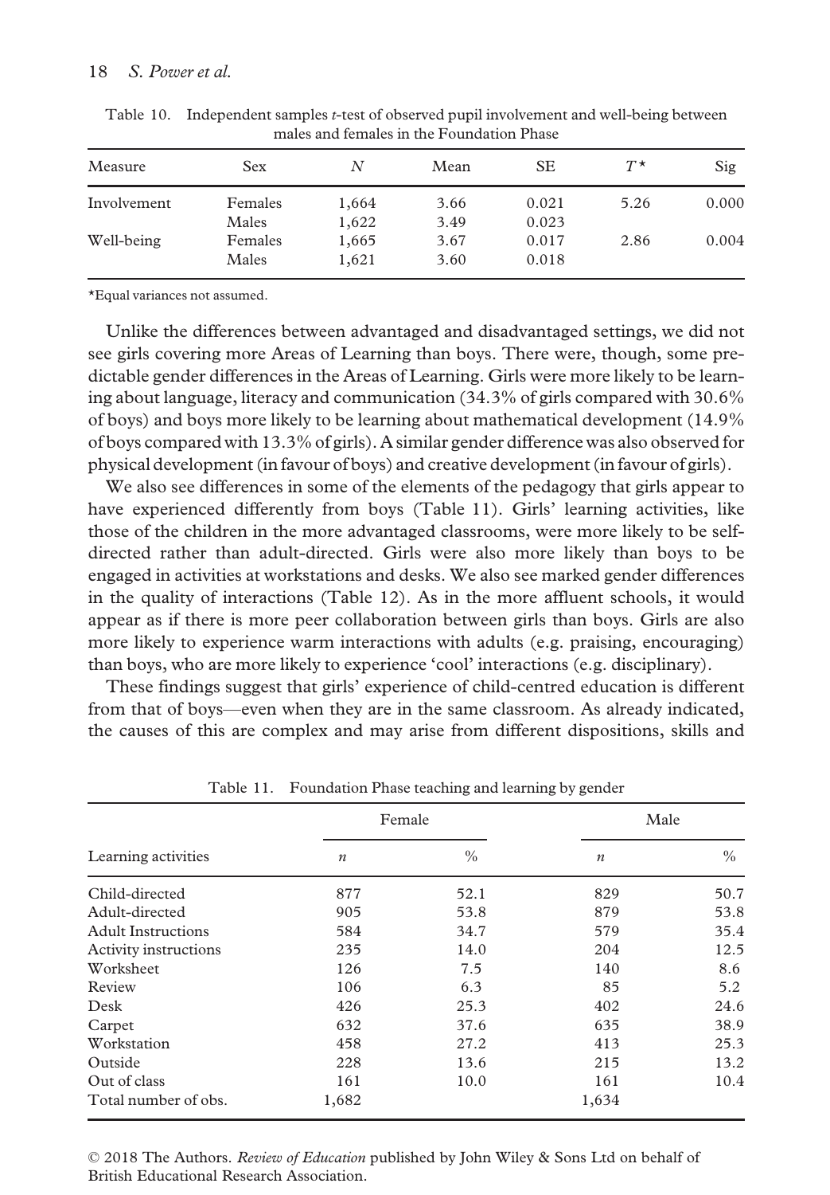Table 10. Independent samples $t$-test of observed pupil involvement and well-being between males and females in the Foundation Phase

| Measure | Sex | $N$ | Mean | SE | $T$* | Sig |
|---|---|---|---|---|---|---|
| Involvement | Females | 1,664 | 3.66 | 0.021 | 5.26 | 0.000 |
| | Males | 1,622 | 3.49 | 0.023 | | |
| Well-being | Females | 1,665 | 3.67 | 0.017 | 2.86 | 0.004 |
| | Males | 1,621 | 3.60 | 0.018 | | |

*Equal variances not assumed.

Unlike the differences between advantaged and disadvantaged settings, we did not see girls covering more Areas of Learning than boys. There were, though, some predictable gender differences in the Areas of Learning. Girls were more likely to be learning about language, literacy and communication (34.3% of girls compared with 30.6% of boys) and boys more likely to be learning about mathematical development (14.9% of boys compared with 13.3% of girls). A similar gender difference was also observed for physical development (in favour of boys) and creative development (in favour of girls).

We also see differences in some of the elements of the pedagogy that girls appear to have experienced differently from boys (Table 11). Girls' learning activities, like those of the children in the more advantaged classrooms, were more likely to be self-directed rather than adult-directed. Girls were also more likely than boys to be engaged in activities at workstations and desks. We also see marked gender differences in the quality of interactions (Table 12). As in the more affluent schools, it would appear as if there is more peer collaboration between girls than boys. Girls are also more likely to experience warm interactions with adults (e.g. praising, encouraging) than boys, who are more likely to experience 'cool' interactions (e.g. disciplinary).

These findings suggest that girls' experience of child-centred education is different from that of boys—even when they are in the same classroom. As already indicated, the causes of this are complex and may arise from different dispositions, skills and

Table 11. Foundation Phase teaching and learning by gender

| | Female | | Male | |
|---|---|---|---|---|
| Learning activities | $n$ | % | $n$ | % |
| Child-directed | 877 | 52.1 | 829 | 50.7 |
| Adult-directed | 905 | 53.8 | 879 | 53.8 |
| Adult Instructions | 584 | 34.7 | 579 | 35.4 |
| Activity instructions | 235 | 14.0 | 204 | 12.5 |
| Worksheet | 126 | 7.5 | 140 | 8.6 |
| Review | 106 | 6.3 | 85 | 5.2 |
| Desk | 426 | 25.3 | 402 | 24.6 |
| Carpet | 632 | 37.6 | 635 | 38.9 |
| Workstation | 458 | 27.2 | 413 | 25.3 |
| Outside | 228 | 13.6 | 215 | 13.2 |
| Out of class | 161 | 10.0 | 161 | 10.4 |
| Total number of obs. | 1,682 | | 1,634 | |

© 2018 The Authors. *Review of Education* published by John Wiley & Sons Ltd on behalf of British Educational Research Association.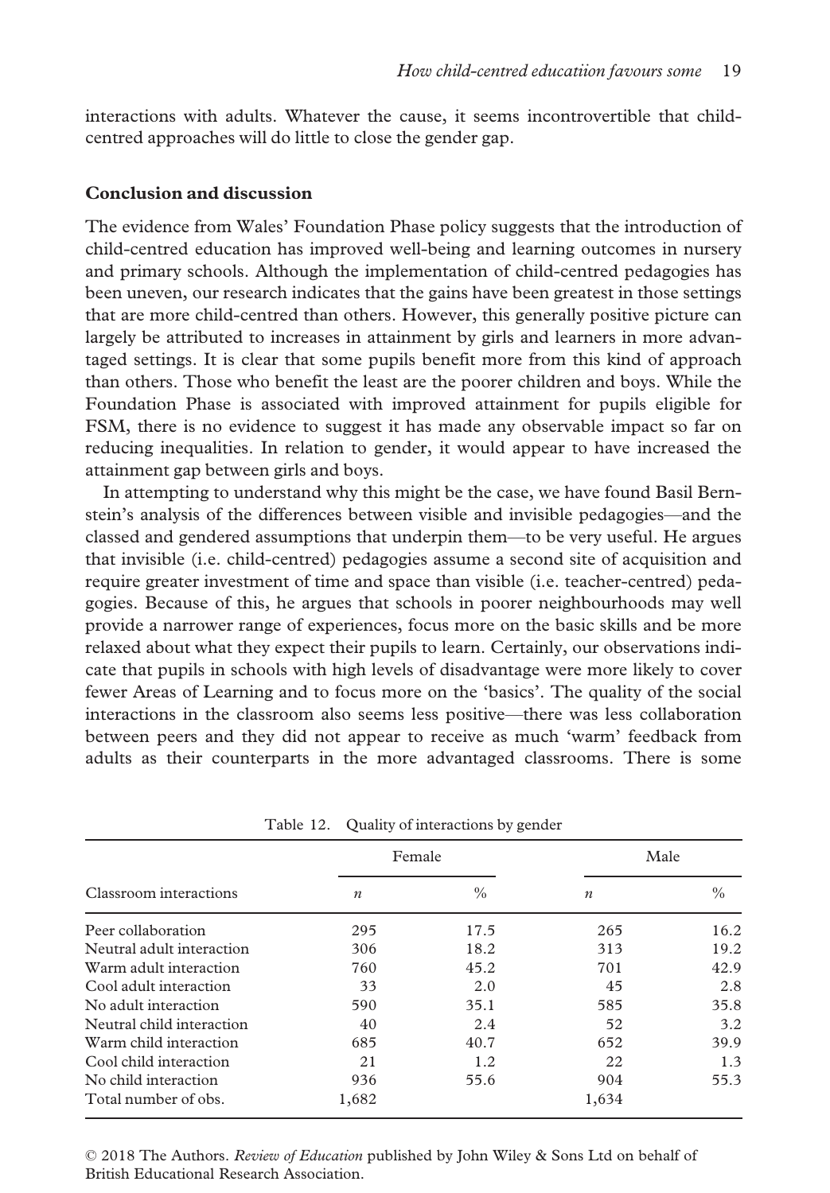interactions with adults. Whatever the cause, it seems incontrovertible that child-centred approaches will do little to close the gender gap.

## Conclusion and discussion

The evidence from Wales' Foundation Phase policy suggests that the introduction of child-centred education has improved well-being and learning outcomes in nursery and primary schools. Although the implementation of child-centred pedagogies has been uneven, our research indicates that the gains have been greatest in those settings that are more child-centred than others. However, this generally positive picture can largely be attributed to increases in attainment by girls and learners in more advantaged settings. It is clear that some pupils benefit more from this kind of approach than others. Those who benefit the least are the poorer children and boys. While the Foundation Phase is associated with improved attainment for pupils eligible for FSM, there is no evidence to suggest it has made any observable impact so far on reducing inequalities. In relation to gender, it would appear to have increased the attainment gap between girls and boys.

In attempting to understand why this might be the case, we have found Basil Bernstein's analysis of the differences between visible and invisible pedagogies—and the classed and gendered assumptions that underpin them—to be very useful. He argues that invisible (i.e. child-centred) pedagogies assume a second site of acquisition and require greater investment of time and space than visible (i.e. teacher-centred) pedagogies. Because of this, he argues that schools in poorer neighbourhoods may well provide a narrower range of experiences, focus more on the basic skills and be more relaxed about what they expect their pupils to learn. Certainly, our observations indicate that pupils in schools with high levels of disadvantage were more likely to cover fewer Areas of Learning and to focus more on the 'basics'. The quality of the social interactions in the classroom also seems less positive—there was less collaboration between peers and they did not appear to receive as much 'warm' feedback from adults as their counterparts in the more advantaged classrooms. There is some

Table 12. Quality of interactions by gender

| Classroom interactions | Female | | Male | |
|---|---|---|---|---|
| | *n* | % | *n* | % |
| Peer collaboration | 295 | 17.5 | 265 | 16.2 |
| Neutral adult interaction | 306 | 18.2 | 313 | 19.2 |
| Warm adult interaction | 760 | 45.2 | 701 | 42.9 |
| Cool adult interaction | 33 | 2.0 | 45 | 2.8 |
| No adult interaction | 590 | 35.1 | 585 | 35.8 |
| Neutral child interaction | 40 | 2.4 | 52 | 3.2 |
| Warm child interaction | 685 | 40.7 | 652 | 39.9 |
| Cool child interaction | 21 | 1.2 | 22 | 1.3 |
| No child interaction | 936 | 55.6 | 904 | 55.3 |
| Total number of obs. | 1,682 | | 1,634 | |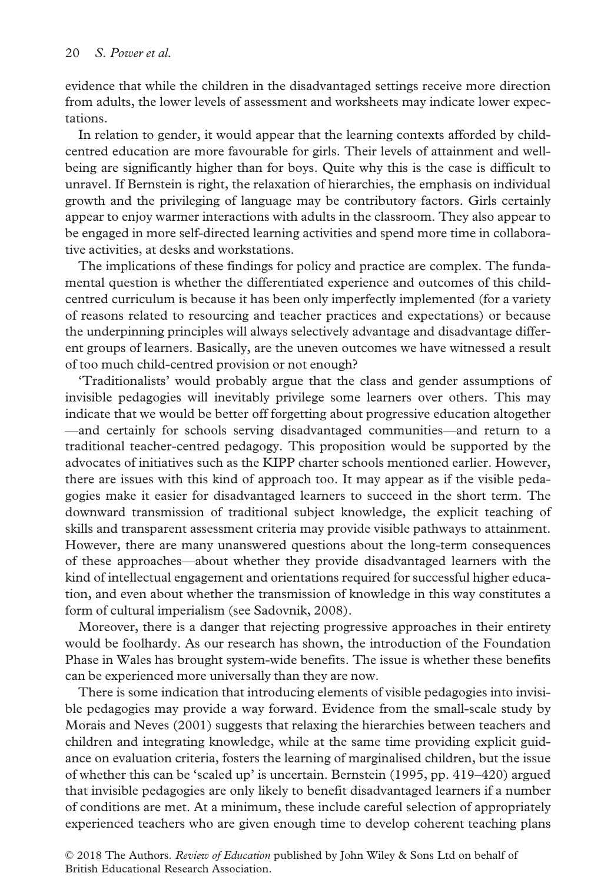evidence that while the children in the disadvantaged settings receive more direction from adults, the lower levels of assessment and worksheets may indicate lower expectations.

In relation to gender, it would appear that the learning contexts afforded by child-centred education are more favourable for girls. Their levels of attainment and well-being are significantly higher than for boys. Quite why this is the case is difficult to unravel. If Bernstein is right, the relaxation of hierarchies, the emphasis on individual growth and the privileging of language may be contributory factors. Girls certainly appear to enjoy warmer interactions with adults in the classroom. They also appear to be engaged in more self-directed learning activities and spend more time in collaborative activities, at desks and workstations.

The implications of these findings for policy and practice are complex. The fundamental question is whether the differentiated experience and outcomes of this child-centred curriculum is because it has been only imperfectly implemented (for a variety of reasons related to resourcing and teacher practices and expectations) or because the underpinning principles will always selectively advantage and disadvantage different groups of learners. Basically, are the uneven outcomes we have witnessed a result of too much child-centred provision or not enough?

'Traditionalists' would probably argue that the class and gender assumptions of invisible pedagogies will inevitably privilege some learners over others. This may indicate that we would be better off forgetting about progressive education altogether—and certainly for schools serving disadvantaged communities—and return to a traditional teacher-centred pedagogy. This proposition would be supported by the advocates of initiatives such as the KIPP charter schools mentioned earlier. However, there are issues with this kind of approach too. It may appear as if the visible pedagogies make it easier for disadvantaged learners to succeed in the short term. The downward transmission of traditional subject knowledge, the explicit teaching of skills and transparent assessment criteria may provide visible pathways to attainment. However, there are many unanswered questions about the long-term consequences of these approaches—about whether they provide disadvantaged learners with the kind of intellectual engagement and orientations required for successful higher education, and even about whether the transmission of knowledge in this way constitutes a form of cultural imperialism (see Sadovnik, 2008).

Moreover, there is a danger that rejecting progressive approaches in their entirety would be foolhardy. As our research has shown, the introduction of the Foundation Phase in Wales has brought system-wide benefits. The issue is whether these benefits can be experienced more universally than they are now.

There is some indication that introducing elements of visible pedagogies into invisible pedagogies may provide a way forward. Evidence from the small-scale study by Morais and Neves (2001) suggests that relaxing the hierarchies between teachers and children and integrating knowledge, while at the same time providing explicit guidance on evaluation criteria, fosters the learning of marginalised children, but the issue of whether this can be 'scaled up' is uncertain. Bernstein (1995, pp. 419–420) argued that invisible pedagogies are only likely to benefit disadvantaged learners if a number of conditions are met. At a minimum, these include careful selection of appropriately experienced teachers who are given enough time to develop coherent teaching plans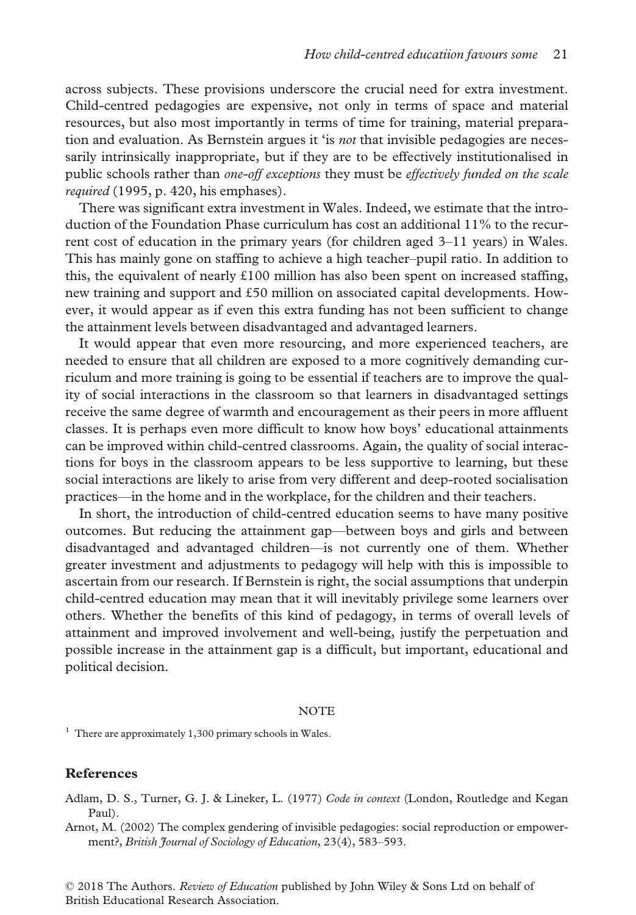across subjects. These provisions underscore the crucial need for extra investment. Child-centred pedagogies are expensive, not only in terms of space and material resources, but also most importantly in terms of time for training, material preparation and evaluation. As Bernstein argues it 'is *not* that invisible pedagogies are necessarily intrinsically inappropriate, but if they are to be effectively institutionalised in public schools rather than *one-off exceptions* they must be *effectively funded on the scale required* (1995, p. 420, his emphases).

There was significant extra investment in Wales. Indeed, we estimate that the introduction of the Foundation Phase curriculum has cost an additional 11% to the recurrent cost of education in the primary years (for children aged 3–11 years) in Wales. This has mainly gone on staffing to achieve a high teacher–pupil ratio. In addition to this, the equivalent of nearly £100 million has also been spent on increased staffing, new training and support and £50 million on associated capital developments. However, it would appear as if even this extra funding has not been sufficient to change the attainment levels between disadvantaged and advantaged learners.

It would appear that even more resourcing, and more experienced teachers, are needed to ensure that all children are exposed to a more cognitively demanding curriculum and more training is going to be essential if teachers are to improve the quality of social interactions in the classroom so that learners in disadvantaged settings receive the same degree of warmth and encouragement as their peers in more affluent classes. It is perhaps even more difficult to know how boys' educational attainments can be improved within child-centred classrooms. Again, the quality of social interactions for boys in the classroom appears to be less supportive to learning, but these social interactions are likely to arise from very different and deep-rooted socialisation practices—in the home and in the workplace, for the children and their teachers.

In short, the introduction of child-centred education seems to have many positive outcomes. But reducing the attainment gap—between boys and girls and between disadvantaged and advantaged children—is not currently one of them. Whether greater investment and adjustments to pedagogy will help with this is impossible to ascertain from our research. If Bernstein is right, the social assumptions that underpin child-centred education may mean that it will inevitably privilege some learners over others. Whether the benefits of this kind of pedagogy, in terms of overall levels of attainment and improved involvement and well-being, justify the perpetuation and possible increase in the attainment gap is a difficult, but important, educational and political decision.

NOTE

[1] There are approximately 1,300 primary schools in Wales.

## References

Adlam, D. S., Turner, G. J. & Lineker, L. (1977) *Code in context* (London, Routledge and Kegan Paul).

Arnot, M. (2002) The complex gendering of invisible pedagogies: social reproduction or empowerment?, *British Journal of Sociology of Education*, 23(4), 583–593.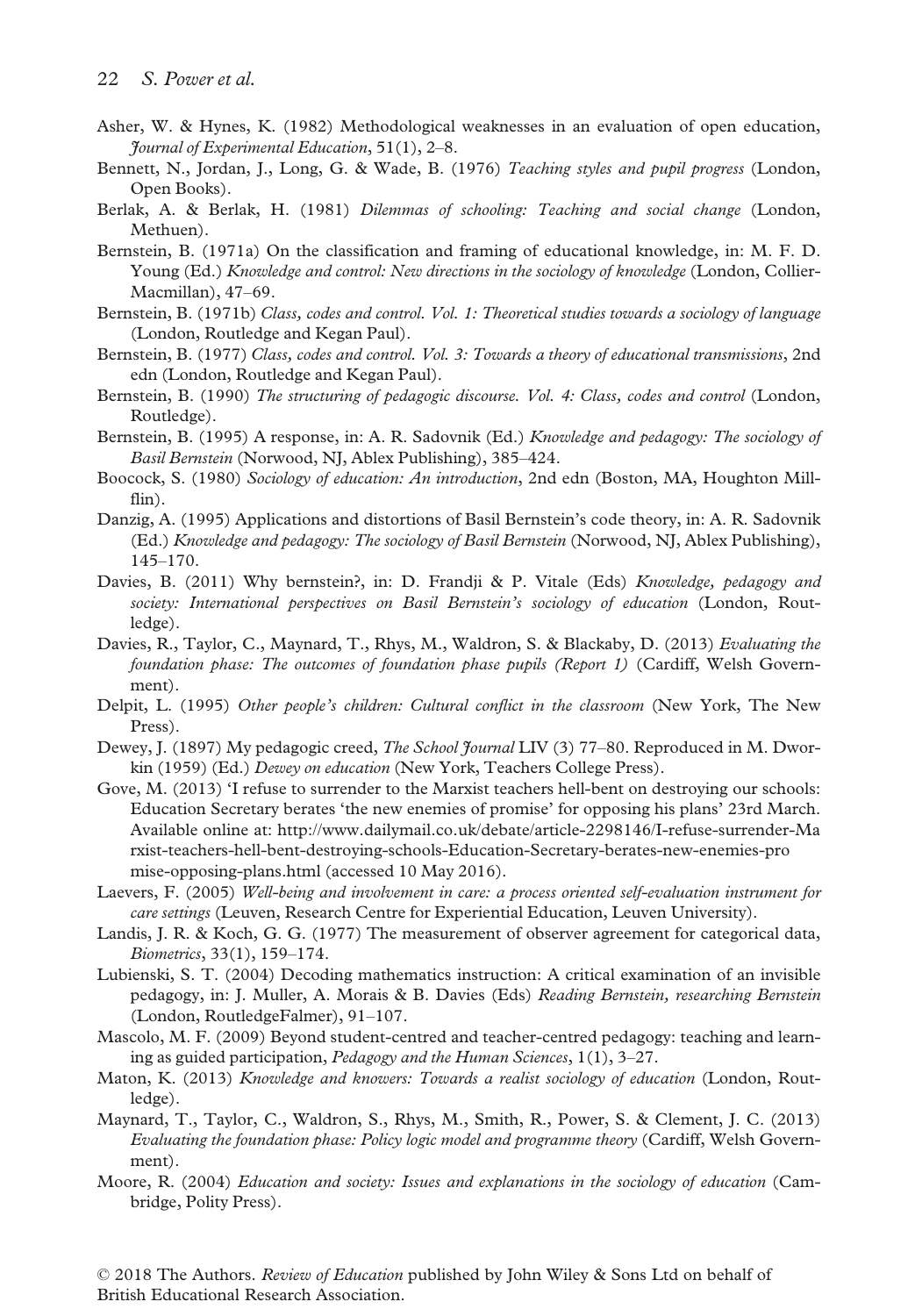Asher, W. & Hynes, K. (1982) Methodological weaknesses in an evaluation of open education, *Journal of Experimental Education*, 51(1), 2–8.

Bennett, N., Jordan, J., Long, G. & Wade, B. (1976) *Teaching styles and pupil progress* (London, Open Books).

Berlak, A. & Berlak, H. (1981) *Dilemmas of schooling: Teaching and social change* (London, Methuen).

Bernstein, B. (1971a) On the classification and framing of educational knowledge, in: M. F. D. Young (Ed.) *Knowledge and control: New directions in the sociology of knowledge* (London, Collier-Macmillan), 47–69.

Bernstein, B. (1971b) *Class, codes and control. Vol. 1: Theoretical studies towards a sociology of language* (London, Routledge and Kegan Paul).

Bernstein, B. (1977) *Class, codes and control. Vol. 3: Towards a theory of educational transmissions*, 2nd edn (London, Routledge and Kegan Paul).

Bernstein, B. (1990) *The structuring of pedagogic discourse. Vol. 4: Class, codes and control* (London, Routledge).

Bernstein, B. (1995) A response, in: A. R. Sadovnik (Ed.) *Knowledge and pedagogy: The sociology of Basil Bernstein* (Norwood, NJ, Ablex Publishing), 385–424.

Boocock, S. (1980) *Sociology of education: An introduction*, 2nd edn (Boston, MA, Houghton Millflin).

Danzig, A. (1995) Applications and distortions of Basil Bernstein's code theory, in: A. R. Sadovnik (Ed.) *Knowledge and pedagogy: The sociology of Basil Bernstein* (Norwood, NJ, Ablex Publishing), 145–170.

Davies, B. (2011) Why bernstein?, in: D. Frandji & P. Vitale (Eds) *Knowledge, pedagogy and society: International perspectives on Basil Bernstein's sociology of education* (London, Routledge).

Davies, R., Taylor, C., Maynard, T., Rhys, M., Waldron, S. & Blackaby, D. (2013) *Evaluating the foundation phase: The outcomes of foundation phase pupils (Report 1)* (Cardiff, Welsh Government).

Delpit, L. (1995) *Other people's children: Cultural conflict in the classroom* (New York, The New Press).

Dewey, J. (1897) My pedagogic creed, *The School Journal* LIV (3) 77–80. Reproduced in M. Dworkin (1959) (Ed.) *Dewey on education* (New York, Teachers College Press).

Gove, M. (2013) 'I refuse to surrender to the Marxist teachers hell-bent on destroying our schools: Education Secretary berates 'the new enemies of promise' for opposing his plans' 23rd March. Available online at: http://www.dailymail.co.uk/debate/article-2298146/I-refuse-surrender-Marxist-teachers-hell-bent-destroying-schools-Education-Secretary-berates-new-enemies-promise-opposing-plans.html (accessed 10 May 2016).

Laevers, F. (2005) *Well-being and involvement in care: a process oriented self-evaluation instrument for care settings* (Leuven, Research Centre for Experiential Education, Leuven University).

Landis, J. R. & Koch, G. G. (1977) The measurement of observer agreement for categorical data, *Biometrics*, 33(1), 159–174.

Lubienski, S. T. (2004) Decoding mathematics instruction: A critical examination of an invisible pedagogy, in: J. Muller, A. Morais & B. Davies (Eds) *Reading Bernstein, researching Bernstein* (London, RoutledgeFalmer), 91–107.

Mascolo, M. F. (2009) Beyond student-centred and teacher-centred pedagogy: teaching and learning as guided participation, *Pedagogy and the Human Sciences*, 1(1), 3–27.

Maton, K. (2013) *Knowledge and knowers: Towards a realist sociology of education* (London, Routledge).

Maynard, T., Taylor, C., Waldron, S., Rhys, M., Smith, R., Power, S. & Clement, J. C. (2013) *Evaluating the foundation phase: Policy logic model and programme theory* (Cardiff, Welsh Government).

Moore, R. (2004) *Education and society: Issues and explanations in the sociology of education* (Cambridge, Polity Press).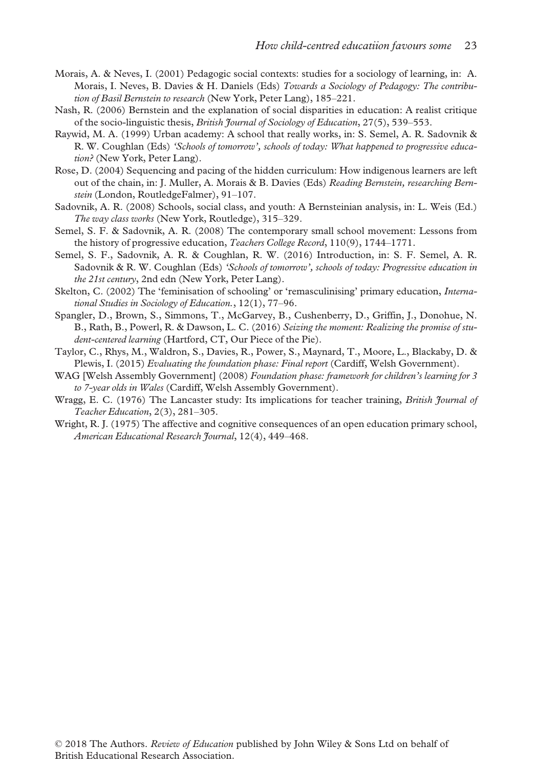Morais, A. & Neves, I. (2001) Pedagogic social contexts: studies for a sociology of learning, in: A. Morais, I. Neves, B. Davies & H. Daniels (Eds) *Towards a Sociology of Pedagogy: The contribution of Basil Bernstein to research* (New York, Peter Lang), 185–221.

Nash, R. (2006) Bernstein and the explanation of social disparities in education: A realist critique of the socio-linguistic thesis, *British Journal of Sociology of Education*, 27(5), 539–553.

Raywid, M. A. (1999) Urban academy: A school that really works, in: S. Semel, A. R. Sadovnik & R. W. Coughlan (Eds) *'Schools of tomorrow', schools of today: What happened to progressive education?* (New York, Peter Lang).

Rose, D. (2004) Sequencing and pacing of the hidden curriculum: How indigenous learners are left out of the chain, in: J. Muller, A. Morais & B. Davies (Eds) *Reading Bernstein, researching Bernstein* (London, RoutledgeFalmer), 91–107.

Sadovnik, A. R. (2008) Schools, social class, and youth: A Bernsteinian analysis, in: L. Weis (Ed.) *The way class works* (New York, Routledge), 315–329.

Semel, S. F. & Sadovnik, A. R. (2008) The contemporary small school movement: Lessons from the history of progressive education, *Teachers College Record*, 110(9), 1744–1771.

Semel, S. F., Sadovnik, A. R. & Coughlan, R. W. (2016) Introduction, in: S. F. Semel, A. R. Sadovnik & R. W. Coughlan (Eds) *'Schools of tomorrow', schools of today: Progressive education in the 21st century*, 2nd edn (New York, Peter Lang).

Skelton, C. (2002) The 'feminisation of schooling' or 'remasculinising' primary education, *International Studies in Sociology of Education.*, 12(1), 77–96.

Spangler, D., Brown, S., Simmons, T., McGarvey, B., Cushenberry, D., Griffin, J., Donohue, N. B., Rath, B., Powerl, R. & Dawson, L. C. (2016) *Seizing the moment: Realizing the promise of student-centered learning* (Hartford, CT, Our Piece of the Pie).

Taylor, C., Rhys, M., Waldron, S., Davies, R., Power, S., Maynard, T., Moore, L., Blackaby, D. & Plewis, I. (2015) *Evaluating the foundation phase: Final report* (Cardiff, Welsh Government).

WAG [Welsh Assembly Government] (2008) *Foundation phase: framework for children's learning for 3 to 7-year olds in Wales* (Cardiff, Welsh Assembly Government).

Wragg, E. C. (1976) The Lancaster study: Its implications for teacher training, *British Journal of Teacher Education*, 2(3), 281–305.

Wright, R. J. (1975) The affective and cognitive consequences of an open education primary school, *American Educational Research Journal*, 12(4), 449–468.

© 2018 The Authors. *Review of Education* published by John Wiley & Sons Ltd on behalf of British Educational Research Association.